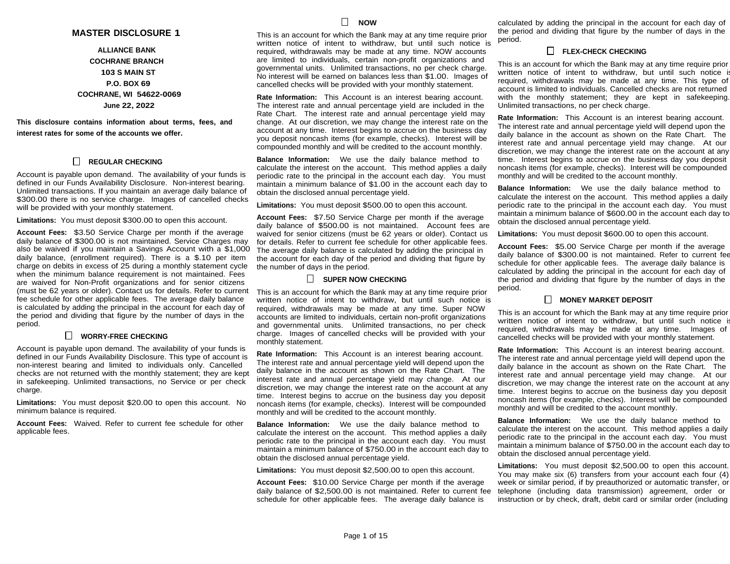# MASTER DISCLOSURE 1

**ALLIANCE BANK**
**COCHRANE BRANCH**
**103 S MAIN ST**
**P.O. BOX 69**
**COCHRANE, WI 54622-0069**
**June 22, 2022**

**This disclosure contains information about terms, fees, and interest rates for some of the accounts we offer.**

## ☐ REGULAR CHECKING

Account is payable upon demand. The availability of your funds is defined in our Funds Availability Disclosure. Non-interest bearing. Unlimited transactions. If you maintain an average daily balance of $300.00 there is no service charge. Images of cancelled checks will be provided with your monthly statement.

**Limitations:** You must deposit $300.00 to open this account.

**Account Fees:** $3.50 Service Charge per month if the average daily balance of $300.00 is not maintained. Service Charges may also be waived if you maintain a Savings Account with a $1,000 daily balance, (enrollment required). There is a $.10 per item charge on debits in excess of 25 during a monthly statement cycle when the minimum balance requirement is not maintained. Fees are waived for Non-Profit organizations and for senior citizens (must be 62 years or older). Contact us for details. Refer to current fee schedule for other applicable fees. The average daily balance is calculated by adding the principal in the account for each day of the period and dividing that figure by the number of days in the period.

## ☐ WORRY-FREE CHECKING

Account is payable upon demand. The availability of your funds is defined in our Funds Availability Disclosure. This type of account is non-interest bearing and limited to individuals only. Cancelled checks are not returned with the monthly statement; they are kept in safekeeping. Unlimited transactions, no Service or per check charge.

**Limitations:** You must deposit $20.00 to open this account. No minimum balance is required.

**Account Fees:** Waived. Refer to current fee schedule for other applicable fees.

## ☐ NOW

This is an account for which the Bank may at any time require prior written notice of intent to withdraw, but until such notice is required, withdrawals may be made at any time. NOW accounts are limited to individuals, certain non-profit organizations and governmental units. Unlimited transactions, no per check charge. No interest will be earned on balances less than $1.00. Images of cancelled checks will be provided with your monthly statement.

**Rate Information:** This Account is an interest bearing account. The interest rate and annual percentage yield are included in the Rate Chart. The interest rate and annual percentage yield may change. At our discretion, we may change the interest rate on the account at any time. Interest begins to accrue on the business day you deposit noncash items (for example, checks). Interest will be compounded monthly and will be credited to the account monthly.

**Balance Information:** We use the daily balance method to calculate the interest on the account. This method applies a daily periodic rate to the principal in the account each day. You must maintain a minimum balance of $1.00 in the account each day to obtain the disclosed annual percentage yield.

**Limitations:** You must deposit $500.00 to open this account.

**Account Fees:** $7.50 Service Charge per month if the average daily balance of $500.00 is not maintained. Account fees are waived for senior citizens (must be 62 years or older). Contact us for details. Refer to current fee schedule for other applicable fees. The average daily balance is calculated by adding the principal in the account for each day of the period and dividing that figure by the number of days in the period.

## ☐ SUPER NOW CHECKING

This is an account for which the Bank may at any time require prior written notice of intent to withdraw, but until such notice is required, withdrawals may be made at any time. Super NOW accounts are limited to individuals, certain non-profit organizations and governmental units. Unlimited transactions, no per check charge. Images of cancelled checks will be provided with your monthly statement.

**Rate Information:** This Account is an interest bearing account. The interest rate and annual percentage yield will depend upon the daily balance in the account as shown on the Rate Chart. The interest rate and annual percentage yield may change. At our discretion, we may change the interest rate on the account at any time. Interest begins to accrue on the business day you deposit noncash items (for example, checks). Interest will be compounded monthly and will be credited to the account monthly.

**Balance Information:** We use the daily balance method to calculate the interest on the account. This method applies a daily periodic rate to the principal in the account each day. You must maintain a minimum balance of $750.00 in the account each day to obtain the disclosed annual percentage yield.

**Limitations:** You must deposit $2,500.00 to open this account.

**Account Fees:** $10.00 Service Charge per month if the average daily balance of $2,500.00 is not maintained. Refer to current fee schedule for other applicable fees. The average daily balance is calculated by adding the principal in the account for each day of the period and dividing that figure by the number of days in the period.

## ☐ FLEX-CHECK CHECKING

This is an account for which the Bank may at any time require prior written notice of intent to withdraw, but until such notice is required, withdrawals may be made at any time. This type of account is limited to individuals. Cancelled checks are not returned with the monthly statement; they are kept in safekeeping. Unlimited transactions, no per check charge.

**Rate Information:** This Account is an interest bearing account. The interest rate and annual percentage yield will depend upon the daily balance in the account as shown on the Rate Chart. The interest rate and annual percentage yield may change. At our discretion, we may change the interest rate on the account at any time. Interest begins to accrue on the business day you deposit noncash items (for example, checks). Interest will be compounded monthly and will be credited to the account monthly.

**Balance Information:** We use the daily balance method to calculate the interest on the account. This method applies a daily periodic rate to the principal in the account each day. You must maintain a minimum balance of $600.00 in the account each day to obtain the disclosed annual percentage yield.

**Limitations:** You must deposit $600.00 to open this account.

**Account Fees:** $5.00 Service Charge per month if the average daily balance of $300.00 is not maintained. Refer to current fee schedule for other applicable fees. The average daily balance is calculated by adding the principal in the account for each day of the period and dividing that figure by the number of days in the period.

## ☐ MONEY MARKET DEPOSIT

This is an account for which the Bank may at any time require prior written notice of intent to withdraw, but until such notice is required, withdrawals may be made at any time. Images of cancelled checks will be provided with your monthly statement.

**Rate Information:** This Account is an interest bearing account. The interest rate and annual percentage yield will depend upon the daily balance in the account as shown on the Rate Chart. The interest rate and annual percentage yield may change. At our discretion, we may change the interest rate on the account at any time. Interest begins to accrue on the business day you deposit noncash items (for example, checks). Interest will be compounded monthly and will be credited to the account monthly.

**Balance Information:** We use the daily balance method to calculate the interest on the account. This method applies a daily periodic rate to the principal in the account each day. You must maintain a minimum balance of $750.00 in the account each day to obtain the disclosed annual percentage yield.

**Limitations:** You must deposit $2,500.00 to open this account. You may make six (6) transfers from your account each four (4) week or similar period, if by preauthorized or automatic transfer, or telephone (including data transmission) agreement, order or instruction or by check, draft, debit card or similar order (including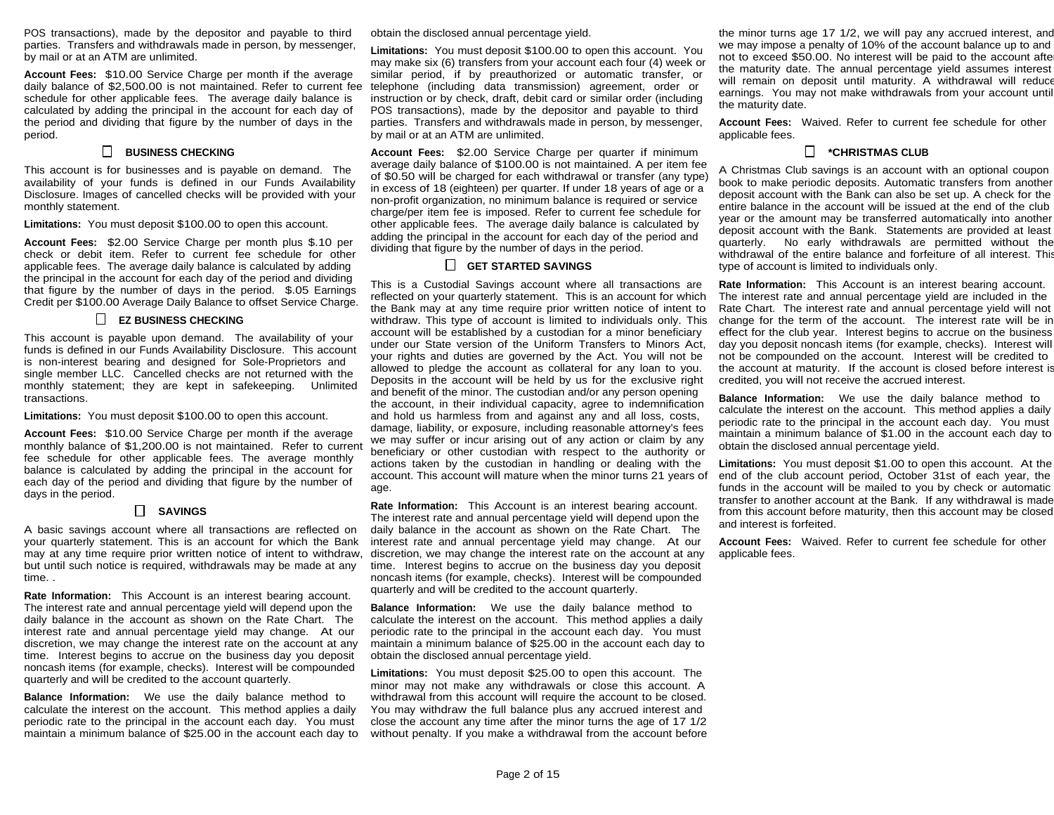POS transactions), made by the depositor and payable to third parties. Transfers and withdrawals made in person, by messenger, by mail or at an ATM are unlimited.

**Account Fees:** $10.00 Service Charge per month if the average daily balance of $2,500.00 is not maintained. Refer to current fee schedule for other applicable fees. The average daily balance is calculated by adding the principal in the account for each day of the period and dividing that figure by the number of days in the period.

### ☐ BUSINESS CHECKING

This account is for businesses and is payable on demand. The availability of your funds is defined in our Funds Availability Disclosure. Images of cancelled checks will be provided with your monthly statement.

**Limitations:** You must deposit $100.00 to open this account.

**Account Fees:** $2.00 Service Charge per month plus $.10 per check or debit item. Refer to current fee schedule for other applicable fees. The average daily balance is calculated by adding the principal in the account for each day of the period and dividing that figure by the number of days in the period. $.05 Earnings Credit per $100.00 Average Daily Balance to offset Service Charge.

### ☐ EZ BUSINESS CHECKING

This account is payable upon demand. The availability of your funds is defined in our Funds Availability Disclosure. This account is non-interest bearing and designed for Sole-Proprietors and single member LLC. Cancelled checks are not returned with the monthly statement; they are kept in safekeeping. Unlimited transactions.

**Limitations:** You must deposit $100.00 to open this account.

**Account Fees:** $10.00 Service Charge per month if the average monthly balance of $1,200.00 is not maintained. Refer to current fee schedule for other applicable fees. The average monthly balance is calculated by adding the principal in the account for each day of the period and dividing that figure by the number of days in the period.

### ☐ SAVINGS

A basic savings account where all transactions are reflected on your quarterly statement. This is an account for which the Bank may at any time require prior written notice of intent to withdraw, but until such notice is required, withdrawals may be made at any time. .

**Rate Information:** This Account is an interest bearing account. The interest rate and annual percentage yield will depend upon the daily balance in the account as shown on the Rate Chart. The interest rate and annual percentage yield may change. At our discretion, we may change the interest rate on the account at any time. Interest begins to accrue on the business day you deposit noncash items (for example, checks). Interest will be compounded quarterly and will be credited to the account quarterly.

**Balance Information:** We use the daily balance method to calculate the interest on the account. This method applies a daily periodic rate to the principal in the account each day. You must maintain a minimum balance of $25.00 in the account each day to obtain the disclosed annual percentage yield.

**Limitations:** You must deposit $100.00 to open this account. You may make six (6) transfers from your account each four (4) week or similar period, if by preauthorized or automatic transfer, or telephone (including data transmission) agreement, order or instruction or by check, draft, debit card or similar order (including POS transactions), made by the depositor and payable to third parties. Transfers and withdrawals made in person, by messenger, by mail or at an ATM are unlimited.

**Account Fees:** $2.00 Service Charge per quarter if minimum average daily balance of $100.00 is not maintained. A per item fee of $0.50 will be charged for each withdrawal or transfer (any type) in excess of 18 (eighteen) per quarter. If under 18 years of age or a non-profit organization, no minimum balance is required or service charge/per item fee is imposed. Refer to current fee schedule for other applicable fees. The average daily balance is calculated by adding the principal in the account for each day of the period and dividing that figure by the number of days in the period.

### ☐ GET STARTED SAVINGS

This is a Custodial Savings account where all transactions are reflected on your quarterly statement. This is an account for which the Bank may at any time require prior written notice of intent to withdraw. This type of account is limited to individuals only. This account will be established by a custodian for a minor beneficiary under our State version of the Uniform Transfers to Minors Act, your rights and duties are governed by the Act. You will not be allowed to pledge the account as collateral for any loan to you. Deposits in the account will be held by us for the exclusive right and benefit of the minor. The custodian and/or any person opening the account, in their individual capacity, agree to indemnification and hold us harmless from and against any and all loss, costs, damage, liability, or exposure, including reasonable attorney's fees we may suffer or incur arising out of any action or claim by any beneficiary or other custodian with respect to the authority or actions taken by the custodian in handling or dealing with the account. This account will mature when the minor turns 21 years of age.

**Rate Information:** This Account is an interest bearing account. The interest rate and annual percentage yield will depend upon the daily balance in the account as shown on the Rate Chart. The interest rate and annual percentage yield may change. At our discretion, we may change the interest rate on the account at any time. Interest begins to accrue on the business day you deposit noncash items (for example, checks). Interest will be compounded quarterly and will be credited to the account quarterly.

**Balance Information:** We use the daily balance method to calculate the interest on the account. This method applies a daily periodic rate to the principal in the account each day. You must maintain a minimum balance of $25.00 in the account each day to obtain the disclosed annual percentage yield.

**Limitations:** You must deposit $25.00 to open this account. The minor may not make any withdrawals or close this account. A withdrawal from this account will require the account to be closed. You may withdraw the full balance plus any accrued interest and close the account any time after the minor turns the age of 17 1/2 without penalty. If you make a withdrawal from the account before the minor turns age 17 1/2, we will pay any accrued interest, and we may impose a penalty of 10% of the account balance up to and not to exceed $50.00. No interest will be paid to the account after the maturity date. The annual percentage yield assumes interest will remain on deposit until maturity. A withdrawal will reduce earnings. You may not make withdrawals from your account until the maturity date.

**Account Fees:** Waived. Refer to current fee schedule for other applicable fees.

### ☐ *CHRISTMAS CLUB

A Christmas Club savings is an account with an optional coupon book to make periodic deposits. Automatic transfers from another deposit account with the Bank can also be set up. A check for the entire balance in the account will be issued at the end of the club year or the amount may be transferred automatically into another deposit account with the Bank. Statements are provided at least quarterly. No early withdrawals are permitted without the withdrawal of the entire balance and forfeiture of all interest. This type of account is limited to individuals only.

**Rate Information:** This Account is an interest bearing account. The interest rate and annual percentage yield are included in the Rate Chart. The interest rate and annual percentage yield will not change for the term of the account. The interest rate will be in effect for the club year. Interest begins to accrue on the business day you deposit noncash items (for example, checks). Interest will not be compounded on the account. Interest will be credited to the account at maturity. If the account is closed before interest is credited, you will not receive the accrued interest.

**Balance Information:** We use the daily balance method to calculate the interest on the account. This method applies a daily periodic rate to the principal in the account each day. You must maintain a minimum balance of $1.00 in the account each day to obtain the disclosed annual percentage yield.

**Limitations:** You must deposit $1.00 to open this account. At the end of the club account period, October 31st of each year, the funds in the account will be mailed to you by check or automatic transfer to another account at the Bank. If any withdrawal is made from this account before maturity, then this account may be closed and interest is forfeited.

**Account Fees:** Waived. Refer to current fee schedule for other applicable fees.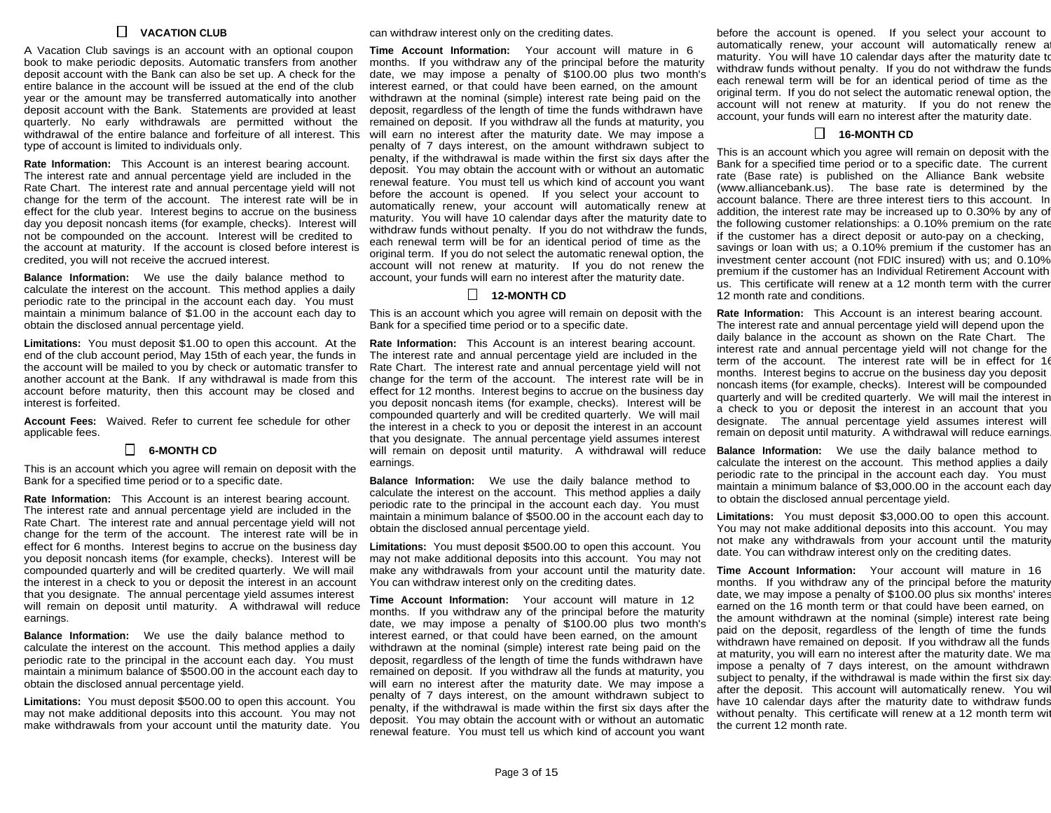## ☐ VACATION CLUB

A Vacation Club savings is an account with an optional coupon book to make periodic deposits. Automatic transfers from another deposit account with the Bank can also be set up. A check for the entire balance in the account will be issued at the end of the club year or the amount may be transferred automatically into another deposit account with the Bank. Statements are provided at least quarterly. No early withdrawals are permitted without the withdrawal of the entire balance and forfeiture of all interest. This type of account is limited to individuals only.

**Rate Information:** This Account is an interest bearing account. The interest rate and annual percentage yield are included in the Rate Chart. The interest rate and annual percentage yield will not change for the term of the account. The interest rate will be in effect for the club year. Interest begins to accrue on the business day you deposit noncash items (for example, checks). Interest will not be compounded on the account. Interest will be credited to the account at maturity. If the account is closed before interest is credited, you will not receive the accrued interest.

**Balance Information:** We use the daily balance method to calculate the interest on the account. This method applies a daily periodic rate to the principal in the account each day. You must maintain a minimum balance of $1.00 in the account each day to obtain the disclosed annual percentage yield.

**Limitations:** You must deposit $1.00 to open this account. At the end of the club account period, May 15th of each year, the funds in the account will be mailed to you by check or automatic transfer to another account at the Bank. If any withdrawal is made from this account before maturity, then this account may be closed and interest is forfeited.

**Account Fees:** Waived. Refer to current fee schedule for other applicable fees.

## ☐ 6-MONTH CD

This is an account which you agree will remain on deposit with the Bank for a specified time period or to a specific date.

**Rate Information:** This Account is an interest bearing account. The interest rate and annual percentage yield are included in the Rate Chart. The interest rate and annual percentage yield will not change for the term of the account. The interest rate will be in effect for 6 months. Interest begins to accrue on the business day you deposit noncash items (for example, checks). Interest will be compounded quarterly and will be credited quarterly. We will mail the interest in a check to you or deposit the interest in an account that you designate. The annual percentage yield assumes interest will remain on deposit until maturity. A withdrawal will reduce earnings.

**Balance Information:** We use the daily balance method to calculate the interest on the account. This method applies a daily periodic rate to the principal in the account each day. You must maintain a minimum balance of $500.00 in the account each day to obtain the disclosed annual percentage yield.

**Limitations:** You must deposit $500.00 to open this account. You may not make additional deposits into this account. You may not make withdrawals from your account until the maturity date. You can withdraw interest only on the crediting dates.

**Time Account Information:** Your account will mature in 6 months. If you withdraw any of the principal before the maturity date, we may impose a penalty of $100.00 plus two month's interest earned, or that could have been earned, on the amount withdrawn at the nominal (simple) interest rate being paid on the deposit, regardless of the length of time the funds withdrawn have remained on deposit. If you withdraw all the funds at maturity, you will earn no interest after the maturity date. We may impose a penalty of 7 days interest, on the amount withdrawn subject to penalty, if the withdrawal is made within the first six days after the deposit. You may obtain the account with or without an automatic renewal feature. You must tell us which kind of account you want before the account is opened. If you select your account to automatically renew, your account will automatically renew at maturity. You will have 10 calendar days after the maturity date to withdraw funds without penalty. If you do not withdraw the funds, each renewal term will be for an identical period of time as the original term. If you do not select the automatic renewal option, the account will not renew at maturity. If you do not renew the account, your funds will earn no interest after the maturity date.

## ☐ 12-MONTH CD

This is an account which you agree will remain on deposit with the Bank for a specified time period or to a specific date.

**Rate Information:** This Account is an interest bearing account. The interest rate and annual percentage yield are included in the Rate Chart. The interest rate and annual percentage yield will not change for the term of the account. The interest rate will be in effect for 12 months. Interest begins to accrue on the business day you deposit noncash items (for example, checks). Interest will be compounded quarterly and will be credited quarterly. We will mail the interest in a check to you or deposit the interest in an account that you designate. The annual percentage yield assumes interest will remain on deposit until maturity. A withdrawal will reduce earnings.

**Balance Information:** We use the daily balance method to calculate the interest on the account. This method applies a daily periodic rate to the principal in the account each day. You must maintain a minimum balance of $500.00 in the account each day to obtain the disclosed annual percentage yield.

**Limitations:** You must deposit $500.00 to open this account. You may not make additional deposits into this account. You may not make any withdrawals from your account until the maturity date. You can withdraw interest only on the crediting dates.

**Time Account Information:** Your account will mature in 12 months. If you withdraw any of the principal before the maturity date, we may impose a penalty of $100.00 plus two month's interest earned, or that could have been earned, on the amount withdrawn at the nominal (simple) interest rate being paid on the deposit, regardless of the length of time the funds withdrawn have remained on deposit. If you withdraw all the funds at maturity, you will earn no interest after the maturity date. We may impose a penalty of 7 days interest, on the amount withdrawn subject to penalty, if the withdrawal is made within the first six days after the deposit. You may obtain the account with or without an automatic renewal feature. You must tell us which kind of account you want before the account is opened. If you select your account to automatically renew, your account will automatically renew at maturity. You will have 10 calendar days after the maturity date to withdraw funds without penalty. If you do not withdraw the funds each renewal term will be for an identical period of time as the original term. If you do not select the automatic renewal option, the account will not renew at maturity. If you do not renew the account, your funds will earn no interest after the maturity date.

## ☐ 16-MONTH CD

This is an account which you agree will remain on deposit with the Bank for a specified time period or to a specific date. The current rate (Base rate) is published on the Alliance Bank website (www.alliancebank.us). The base rate is determined by the account balance. There are three interest tiers to this account. In addition, the interest rate may be increased up to 0.30% by any of the following customer relationships: a 0.10% premium on the rate if the customer has a direct deposit or auto-pay on a checking, savings or loan with us; a 0.10% premium if the customer has an investment center account (not FDIC insured) with us; and 0.10% premium if the customer has an Individual Retirement Account with us. This certificate will renew at a 12 month term with the current 12 month rate and conditions.

**Rate Information:** This Account is an interest bearing account. The interest rate and annual percentage yield will depend upon the daily balance in the account as shown on the Rate Chart. The interest rate and annual percentage yield will not change for the term of the account. The interest rate will be in effect for 16 months. Interest begins to accrue on the business day you deposit noncash items (for example, checks). Interest will be compounded quarterly and will be credited quarterly. We will mail the interest in a check to you or deposit the interest in an account that you designate. The annual percentage yield assumes interest will remain on deposit until maturity. A withdrawal will reduce earnings.

**Balance Information:** We use the daily balance method to calculate the interest on the account. This method applies a daily periodic rate to the principal in the account each day. You must maintain a minimum balance of $3,000.00 in the account each day to obtain the disclosed annual percentage yield.

**Limitations:** You must deposit $3,000.00 to open this account. You may not make additional deposits into this account. You may not make any withdrawals from your account until the maturity date. You can withdraw interest only on the crediting dates.

**Time Account Information:** Your account will mature in 16 months. If you withdraw any of the principal before the maturity date, we may impose a penalty of $100.00 plus six months' interest earned on the 16 month term or that could have been earned, on the amount withdrawn at the nominal (simple) interest rate being paid on the deposit, regardless of the length of time the funds withdrawn have remained on deposit. If you withdraw all the funds at maturity, you will earn no interest after the maturity date. We may impose a penalty of 7 days interest, on the amount withdrawn subject to penalty, if the withdrawal is made within the first six days after the deposit. This account will automatically renew. You will have 10 calendar days after the maturity date to withdraw funds without penalty. This certificate will renew at a 12 month term with the current 12 month rate.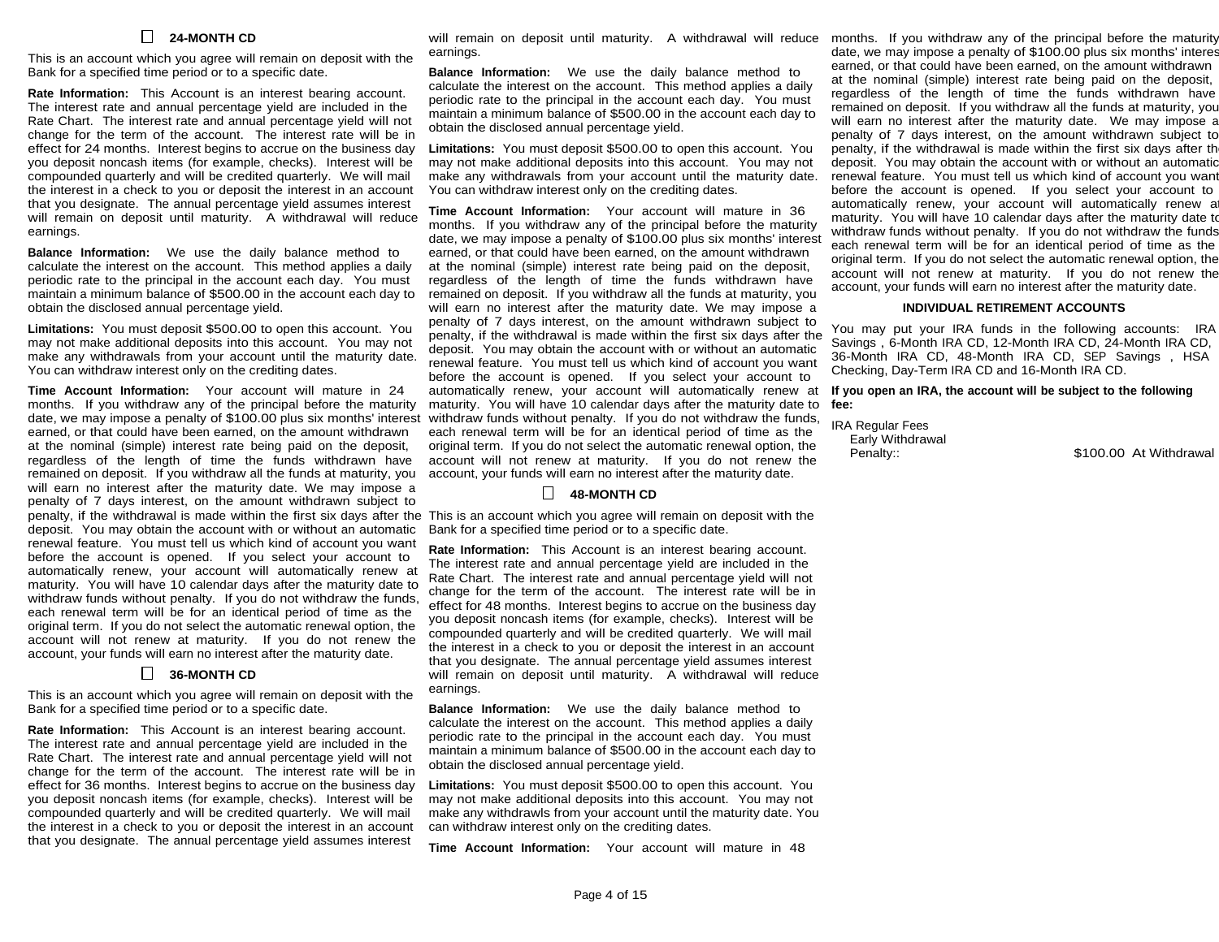## ☐ 24-MONTH CD

This is an account which you agree will remain on deposit with the Bank for a specified time period or to a specific date.

**Rate Information:** This Account is an interest bearing account. The interest rate and annual percentage yield are included in the Rate Chart. The interest rate and annual percentage yield will not change for the term of the account. The interest rate will be in effect for 24 months. Interest begins to accrue on the business day you deposit noncash items (for example, checks). Interest will be compounded quarterly and will be credited quarterly. We will mail the interest in a check to you or deposit the interest in an account that you designate. The annual percentage yield assumes interest will remain on deposit until maturity. A withdrawal will reduce earnings.

**Balance Information:** We use the daily balance method to calculate the interest on the account. This method applies a daily periodic rate to the principal in the account each day. You must maintain a minimum balance of $500.00 in the account each day to obtain the disclosed annual percentage yield.

**Limitations:** You must deposit $500.00 to open this account. You may not make additional deposits into this account. You may not make any withdrawals from your account until the maturity date. You can withdraw interest only on the crediting dates.

**Time Account Information:** Your account will mature in 24 months. If you withdraw any of the principal before the maturity date, we may impose a penalty of $100.00 plus six months' interest earned, or that could have been earned, on the amount withdrawn at the nominal (simple) interest rate being paid on the deposit, regardless of the length of time the funds withdrawn have remained on deposit. If you withdraw all the funds at maturity, you will earn no interest after the maturity date. We may impose a penalty of 7 days interest, on the amount withdrawn subject to penalty, if the withdrawal is made within the first six days after the deposit. You may obtain the account with or without an automatic renewal feature. You must tell us which kind of account you want before the account is opened. If you select your account to automatically renew, your account will automatically renew at maturity. You will have 10 calendar days after the maturity date to withdraw funds without penalty. If you do not withdraw the funds, each renewal term will be for an identical period of time as the original term. If you do not select the automatic renewal option, the account will not renew at maturity. If you do not renew the account, your funds will earn no interest after the maturity date.

## ☐ 36-MONTH CD

This is an account which you agree will remain on deposit with the Bank for a specified time period or to a specific date.

**Rate Information:** This Account is an interest bearing account. The interest rate and annual percentage yield are included in the Rate Chart. The interest rate and annual percentage yield will not change for the term of the account. The interest rate will be in effect for 36 months. Interest begins to accrue on the business day you deposit noncash items (for example, checks). Interest will be compounded quarterly and will be credited quarterly. We will mail the interest in a check to you or deposit the interest in an account that you designate. The annual percentage yield assumes interest will remain on deposit until maturity. A withdrawal will reduce earnings.

**Balance Information:** We use the daily balance method to calculate the interest on the account. This method applies a daily periodic rate to the principal in the account each day. You must maintain a minimum balance of $500.00 in the account each day to obtain the disclosed annual percentage yield.

**Limitations:** You must deposit $500.00 to open this account. You may not make additional deposits into this account. You may not make any withdrawals from your account until the maturity date. You can withdraw interest only on the crediting dates.

**Time Account Information:** Your account will mature in 36 months. If you withdraw any of the principal before the maturity date, we may impose a penalty of $100.00 plus six months' interest earned, or that could have been earned, on the amount withdrawn at the nominal (simple) interest rate being paid on the deposit, regardless of the length of time the funds withdrawn have remained on deposit. If you withdraw all the funds at maturity, you will earn no interest after the maturity date. We may impose a penalty of 7 days interest, on the amount withdrawn subject to penalty, if the withdrawal is made within the first six days after the deposit. You may obtain the account with or without an automatic renewal feature. You must tell us which kind of account you want before the account is opened. If you select your account to automatically renew, your account will automatically renew at maturity. You will have 10 calendar days after the maturity date to withdraw funds without penalty. If you do not withdraw the funds, each renewal term will be for an identical period of time as the original term. If you do not select the automatic renewal option, the account will not renew at maturity. If you do not renew the account, your funds will earn no interest after the maturity date.

## ☐ 48-MONTH CD

This is an account which you agree will remain on deposit with the Bank for a specified time period or to a specific date.

**Rate Information:** This Account is an interest bearing account. The interest rate and annual percentage yield are included in the Rate Chart. The interest rate and annual percentage yield will not change for the term of the account. The interest rate will be in effect for 48 months. Interest begins to accrue on the business day you deposit noncash items (for example, checks). Interest will be compounded quarterly and will be credited quarterly. We will mail the interest in a check to you or deposit the interest in an account that you designate. The annual percentage yield assumes interest will remain on deposit until maturity. A withdrawal will reduce earnings.

**Balance Information:** We use the daily balance method to calculate the interest on the account. This method applies a daily periodic rate to the principal in the account each day. You must maintain a minimum balance of $500.00 in the account each day to obtain the disclosed annual percentage yield.

**Limitations:** You must deposit $500.00 to open this account. You may not make additional deposits into this account. You may not make any withdrawls from your account until the maturity date. You can withdraw interest only on the crediting dates.

**Time Account Information:** Your account will mature in 48 months. If you withdraw any of the principal before the maturity date, we may impose a penalty of $100.00 plus six months' interest earned, or that could have been earned, on the amount withdrawn at the nominal (simple) interest rate being paid on the deposit, regardless of the length of time the funds withdrawn have remained on deposit. If you withdraw all the funds at maturity, you will earn no interest after the maturity date. We may impose a penalty of 7 days interest, on the amount withdrawn subject to penalty, if the withdrawal is made within the first six days after the deposit. You may obtain the account with or without an automatic renewal feature. You must tell us which kind of account you want before the account is opened. If you select your account to automatically renew, your account will automatically renew at maturity. You will have 10 calendar days after the maturity date to withdraw funds without penalty. If you do not withdraw the funds each renewal term will be for an identical period of time as the original term. If you do not select the automatic renewal option, the account will not renew at maturity. If you do not renew the account, your funds will earn no interest after the maturity date.

## INDIVIDUAL RETIREMENT ACCOUNTS

You may put your IRA funds in the following accounts: IRA Savings , 6-Month IRA CD, 12-Month IRA CD, 24-Month IRA CD, 36-Month IRA CD, 48-Month IRA CD, SEP Savings , HSA Checking, Day-Term IRA CD and 16-Month IRA CD.

**If you open an IRA, the account will be subject to the following fee:**

IRA Regular Fees

| | |
|---|---|
| Early Withdrawal Penalty:: | $100.00 At Withdrawal |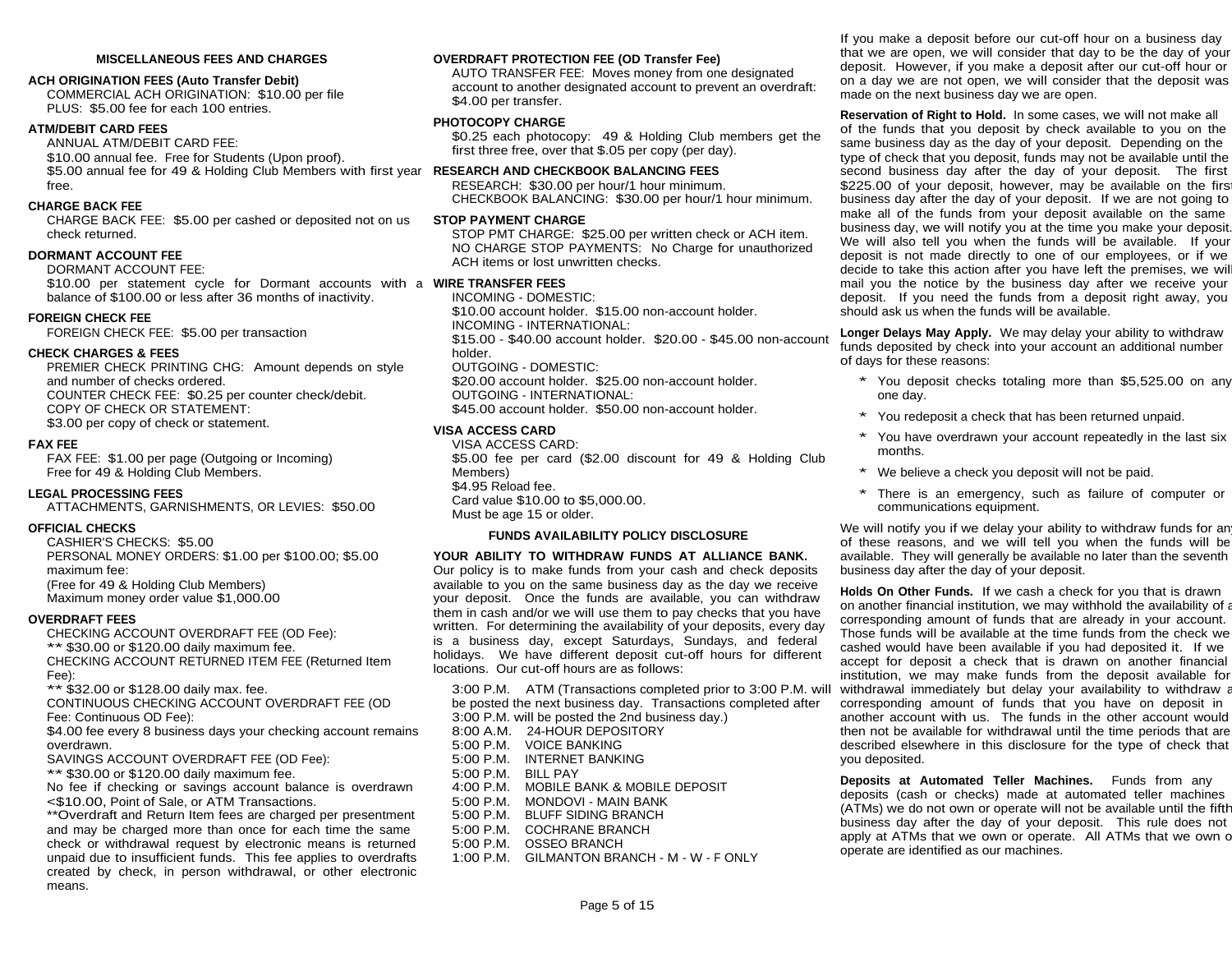## MISCELLANEOUS FEES AND CHARGES

### ACH ORIGINATION FEES (Auto Transfer Debit)

COMMERCIAL ACH ORIGINATION: $10.00 per file
PLUS: $5.00 fee for each 100 entries.

### ATM/DEBIT CARD FEES

ANNUAL ATM/DEBIT CARD FEE:
$10.00 annual fee. Free for Students (Upon proof).
$5.00 annual fee for 49 & Holding Club Members with first year free.

### CHARGE BACK FEE

CHARGE BACK FEE: $5.00 per cashed or deposited not on us check returned.

### DORMANT ACCOUNT FEE

DORMANT ACCOUNT FEE:
$10.00 per statement cycle for Dormant accounts with a balance of $100.00 or less after 36 months of inactivity.

### FOREIGN CHECK FEE

FOREIGN CHECK FEE: $5.00 per transaction

### CHECK CHARGES & FEES

PREMIER CHECK PRINTING CHG: Amount depends on style and number of checks ordered.
COUNTER CHECK FEE: $0.25 per counter check/debit.
COPY OF CHECK OR STATEMENT:
$3.00 per copy of check or statement.

### FAX FEE

FAX FEE: $1.00 per page (Outgoing or Incoming)
Free for 49 & Holding Club Members.

### LEGAL PROCESSING FEES

ATTACHMENTS, GARNISHMENTS, OR LEVIES: $50.00

### OFFICIAL CHECKS

CASHIER'S CHECKS: $5.00
PERSONAL MONEY ORDERS: $1.00 per $100.00; $5.00 maximum fee:
(Free for 49 & Holding Club Members)
Maximum money order value $1,000.00

### OVERDRAFT FEES

CHECKING ACCOUNT OVERDRAFT FEE (OD Fee):
** $30.00 or $120.00 daily maximum fee.
CHECKING ACCOUNT RETURNED ITEM FEE (Returned Item Fee):
** $32.00 or $128.00 daily max. fee.
CONTINUOUS CHECKING ACCOUNT OVERDRAFT FEE (OD Fee: Continuous OD Fee):
$4.00 fee every 8 business days your checking account remains overdrawn.
SAVINGS ACCOUNT OVERDRAFT FEE (OD Fee):
** $30.00 or $120.00 daily maximum fee.
No fee if checking or savings account balance is overdrawn <$10.00, Point of Sale, or ATM Transactions.
**Overdraft and Return Item fees are charged per presentment and may be charged more than once for each time the same check or withdrawal request by electronic means is returned unpaid due to insufficient funds. This fee applies to overdrafts created by check, in person withdrawal, or other electronic means.

### OVERDRAFT PROTECTION FEE (OD Transfer Fee)

AUTO TRANSFER FEE: Moves money from one designated account to another designated account to prevent an overdraft: $4.00 per transfer.

### PHOTOCOPY CHARGE

$0.25 each photocopy: 49 & Holding Club members get the first three free, over that $.05 per copy (per day).

### RESEARCH AND CHECKBOOK BALANCING FEES

RESEARCH: $30.00 per hour/1 hour minimum.
CHECKBOOK BALANCING: $30.00 per hour/1 hour minimum.

### STOP PAYMENT CHARGE

STOP PMT CHARGE: $25.00 per written check or ACH item.
NO CHARGE STOP PAYMENTS: No Charge for unauthorized ACH items or lost unwritten checks.

### WIRE TRANSFER FEES

INCOMING - DOMESTIC:
$10.00 account holder. $15.00 non-account holder.
INCOMING - INTERNATIONAL:
$15.00 - $40.00 account holder. $20.00 - $45.00 non-account holder.
OUTGOING - DOMESTIC:
$20.00 account holder. $25.00 non-account holder.
OUTGOING - INTERNATIONAL:
$45.00 account holder. $50.00 non-account holder.

### VISA ACCESS CARD

VISA ACCESS CARD:
$5.00 fee per card ($2.00 discount for 49 & Holding Club Members)
$4.95 Reload fee.
Card value $10.00 to $5,000.00.
Must be age 15 or older.

## FUNDS AVAILABILITY POLICY DISCLOSURE

**YOUR ABILITY TO WITHDRAW FUNDS AT ALLIANCE BANK.** Our policy is to make funds from your cash and check deposits available to you on the same business day as the day we receive your deposit. Once the funds are available, you can withdraw them in cash and/or we will use them to pay checks that you have written. For determining the availability of your deposits, every day is a business day, except Saturdays, Sundays, and federal holidays. We have different deposit cut-off hours for different locations. Our cut-off hours are as follows:

3:00 P.M. ATM (Transactions completed prior to 3:00 P.M. will be posted the next business day. Transactions completed after 3:00 P.M. will be posted the 2nd business day.)
8:00 A.M. 24-HOUR DEPOSITORY
5:00 P.M. VOICE BANKING
5:00 P.M. INTERNET BANKING
5:00 P.M. BILL PAY
4:00 P.M. MOBILE BANK & MOBILE DEPOSIT
5:00 P.M. MONDOVI - MAIN BANK
5:00 P.M. BLUFF SIDING BRANCH
5:00 P.M. COCHRANE BRANCH
5:00 P.M. OSSEO BRANCH
1:00 P.M. GILMANTON BRANCH - M - W - F ONLY

If you make a deposit before our cut-off hour on a business day that we are open, we will consider that day to be the day of your deposit. However, if you make a deposit after our cut-off hour or on a day we are not open, we will consider that the deposit was made on the next business day we are open.

**Reservation of Right to Hold.** In some cases, we will not make all of the funds that you deposit by check available to you on the same business day as the day of your deposit. Depending on the type of check that you deposit, funds may not be available until the second business day after the day of your deposit. The first $225.00 of your deposit, however, may be available on the first business day after the day of your deposit. If we are not going to make all of the funds from your deposit available on the same business day, we will notify you at the time you make your deposit. We will also tell you when the funds will be available. If your deposit is not made directly to one of our employees, or if we decide to take this action after you have left the premises, we will mail you the notice by the business day after we receive your deposit. If you need the funds from a deposit right away, you should ask us when the funds will be available.

**Longer Delays May Apply.** We may delay your ability to withdraw funds deposited by check into your account an additional number of days for these reasons:

* You deposit checks totaling more than $5,525.00 on any one day.
* You redeposit a check that has been returned unpaid.
* You have overdrawn your account repeatedly in the last six months.
* We believe a check you deposit will not be paid.
* There is an emergency, such as failure of computer or communications equipment.

We will notify you if we delay your ability to withdraw funds for any of these reasons, and we will tell you when the funds will be available. They will generally be available no later than the seventh business day after the day of your deposit.

**Holds On Other Funds.** If we cash a check for you that is drawn on another financial institution, we may withhold the availability of a corresponding amount of funds that are already in your account. Those funds will be available at the time funds from the check we cashed would have been available if you had deposited it. If we accept for deposit a check that is drawn on another financial institution, we may make funds from the deposit available for withdrawal immediately but delay your availability to withdraw a corresponding amount of funds that you have on deposit in another account with us. The funds in the other account would then not be available for withdrawal until the time periods that are described elsewhere in this disclosure for the type of check that you deposited.

**Deposits at Automated Teller Machines.** Funds from any deposits (cash or checks) made at automated teller machines (ATMs) we do not own or operate will not be available until the fifth business day after the day of your deposit. This rule does not apply at ATMs that we own or operate. All ATMs that we own or operate are identified as our machines.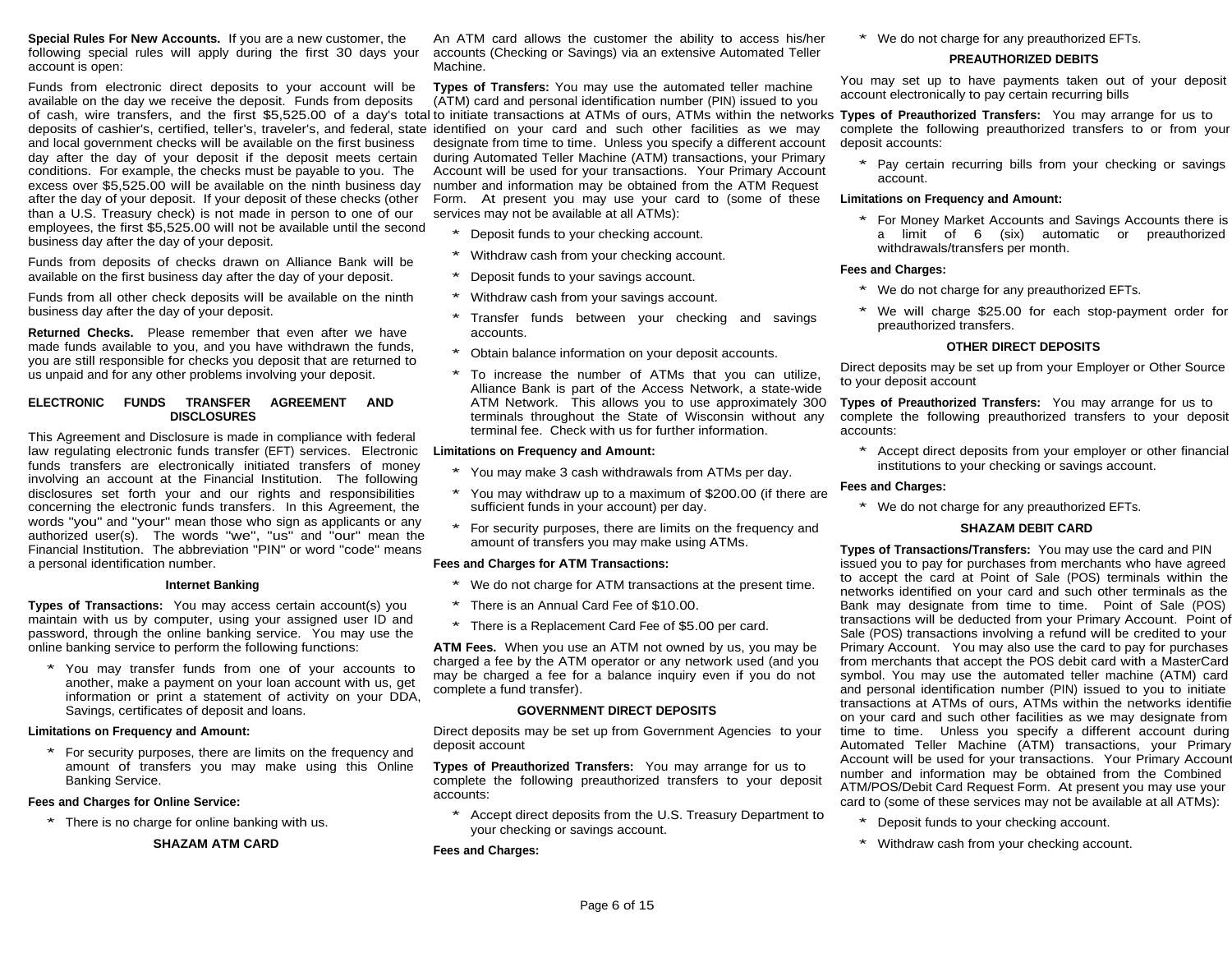**Special Rules For New Accounts.** If you are a new customer, the following special rules will apply during the first 30 days your account is open:

Funds from electronic direct deposits to your account will be available on the day we receive the deposit. Funds from deposits of cash, wire transfers, and the first $5,525.00 of a day's total deposits of cashier's, certified, teller's, traveler's, and federal, state and local government checks will be available on the first business day after the day of your deposit if the deposit meets certain conditions. For example, the checks must be payable to you. The excess over $5,525.00 will be available on the ninth business day after the day of your deposit. If your deposit of these checks (other than a U.S. Treasury check) is not made in person to one of our employees, the first $5,525.00 will not be available until the second business day after the day of your deposit.

Funds from deposits of checks drawn on Alliance Bank will be available on the first business day after the day of your deposit.

Funds from all other check deposits will be available on the ninth business day after the day of your deposit.

**Returned Checks.** Please remember that even after we have made funds available to you, and you have withdrawn the funds, you are still responsible for checks you deposit that are returned to us unpaid and for any other problems involving your deposit.

## ELECTRONIC FUNDS TRANSFER AGREEMENT AND DISCLOSURES

This Agreement and Disclosure is made in compliance with federal law regulating electronic funds transfer (EFT) services. Electronic funds transfers are electronically initiated transfers of money involving an account at the Financial Institution. The following disclosures set forth your and our rights and responsibilities concerning the electronic funds transfers. In this Agreement, the words "you" and "your" mean those who sign as applicants or any authorized user(s). The words "we", "us" and "our" mean the Financial Institution. The abbreviation "PIN" or word "code" means a personal identification number.

### Internet Banking

**Types of Transactions:** You may access certain account(s) you maintain with us by computer, using your assigned user ID and password, through the online banking service. You may use the online banking service to perform the following functions:

* You may transfer funds from one of your accounts to another, make a payment on your loan account with us, get information or print a statement of activity on your DDA, Savings, certificates of deposit and loans.

**Limitations on Frequency and Amount:**

* For security purposes, there are limits on the frequency and amount of transfers you may make using this Online Banking Service.

**Fees and Charges for Online Service:**

* There is no charge for online banking with us.

### SHAZAM ATM CARD

An ATM card allows the customer the ability to access his/her accounts (Checking or Savings) via an extensive Automated Teller Machine.

**Types of Transfers:** You may use the automated teller machine (ATM) card and personal identification number (PIN) issued to you to initiate transactions at ATMs of ours, ATMs within the networks identified on your card and such other facilities as we may designate from time to time. Unless you specify a different account during Automated Teller Machine (ATM) transactions, your Primary Account will be used for your transactions. Your Primary Account number and information may be obtained from the ATM Request Form. At present you may use your card to (some of these services may not be available at all ATMs):

* Deposit funds to your checking account.
* Withdraw cash from your checking account.
* Deposit funds to your savings account.
* Withdraw cash from your savings account.
* Transfer funds between your checking and savings accounts.
* Obtain balance information on your deposit accounts.
* To increase the number of ATMs that you can utilize, Alliance Bank is part of the Access Network, a state-wide ATM Network. This allows you to use approximately 300 terminals throughout the State of Wisconsin without any terminal fee. Check with us for further information.

**Limitations on Frequency and Amount:**

* You may make 3 cash withdrawals from ATMs per day.
* You may withdraw up to a maximum of $200.00 (if there are sufficient funds in your account) per day.
* For security purposes, there are limits on the frequency and amount of transfers you may make using ATMs.

**Fees and Charges for ATM Transactions:**

* We do not charge for ATM transactions at the present time.
* There is an Annual Card Fee of $10.00.
* There is a Replacement Card Fee of $5.00 per card.

**ATM Fees.** When you use an ATM not owned by us, you may be charged a fee by the ATM operator or any network used (and you may be charged a fee for a balance inquiry even if you do not complete a fund transfer).

### GOVERNMENT DIRECT DEPOSITS

Direct deposits may be set up from Government Agencies to your deposit account

**Types of Preauthorized Transfers:** You may arrange for us to complete the following preauthorized transfers to your deposit accounts:

* Accept direct deposits from the U.S. Treasury Department to your checking or savings account.

**Fees and Charges:**

* We do not charge for any preauthorized EFTs.

### PREAUTHORIZED DEBITS

You may set up to have payments taken out of your deposit account electronically to pay certain recurring bills

**Types of Preauthorized Transfers:** You may arrange for us to complete the following preauthorized transfers to or from your deposit accounts:

* Pay certain recurring bills from your checking or savings account.

**Limitations on Frequency and Amount:**

* For Money Market Accounts and Savings Accounts there is a limit of 6 (six) automatic or preauthorized withdrawals/transfers per month.

**Fees and Charges:**

* We do not charge for any preauthorized EFTs.
* We will charge $25.00 for each stop-payment order for preauthorized transfers.

### OTHER DIRECT DEPOSITS

Direct deposits may be set up from your Employer or Other Source to your deposit account

**Types of Preauthorized Transfers:** You may arrange for us to complete the following preauthorized transfers to your deposit accounts:

* Accept direct deposits from your employer or other financial institutions to your checking or savings account.

**Fees and Charges:**

* We do not charge for any preauthorized EFTs.

### SHAZAM DEBIT CARD

**Types of Transactions/Transfers:** You may use the card and PIN issued you to pay for purchases from merchants who have agreed to accept the card at Point of Sale (POS) terminals within the networks identified on your card and such other terminals as the Bank may designate from time to time. Point of Sale (POS) transactions will be deducted from your Primary Account. Point of Sale (POS) transactions involving a refund will be credited to your Primary Account. You may also use the card to pay for purchases from merchants that accept the POS debit card with a MasterCard symbol. You may use the automated teller machine (ATM) card and personal identification number (PIN) issued to you to initiate transactions at ATMs of ours, ATMs within the networks identified on your card and such other facilities as we may designate from time to time. Unless you specify a different account during Automated Teller Machine (ATM) transactions, your Primary Account will be used for your transactions. Your Primary Account number and information may be obtained from the Combined ATM/POS/Debit Card Request Form. At present you may use your card to (some of these services may not be available at all ATMs):

* Deposit funds to your checking account.
* Withdraw cash from your checking account.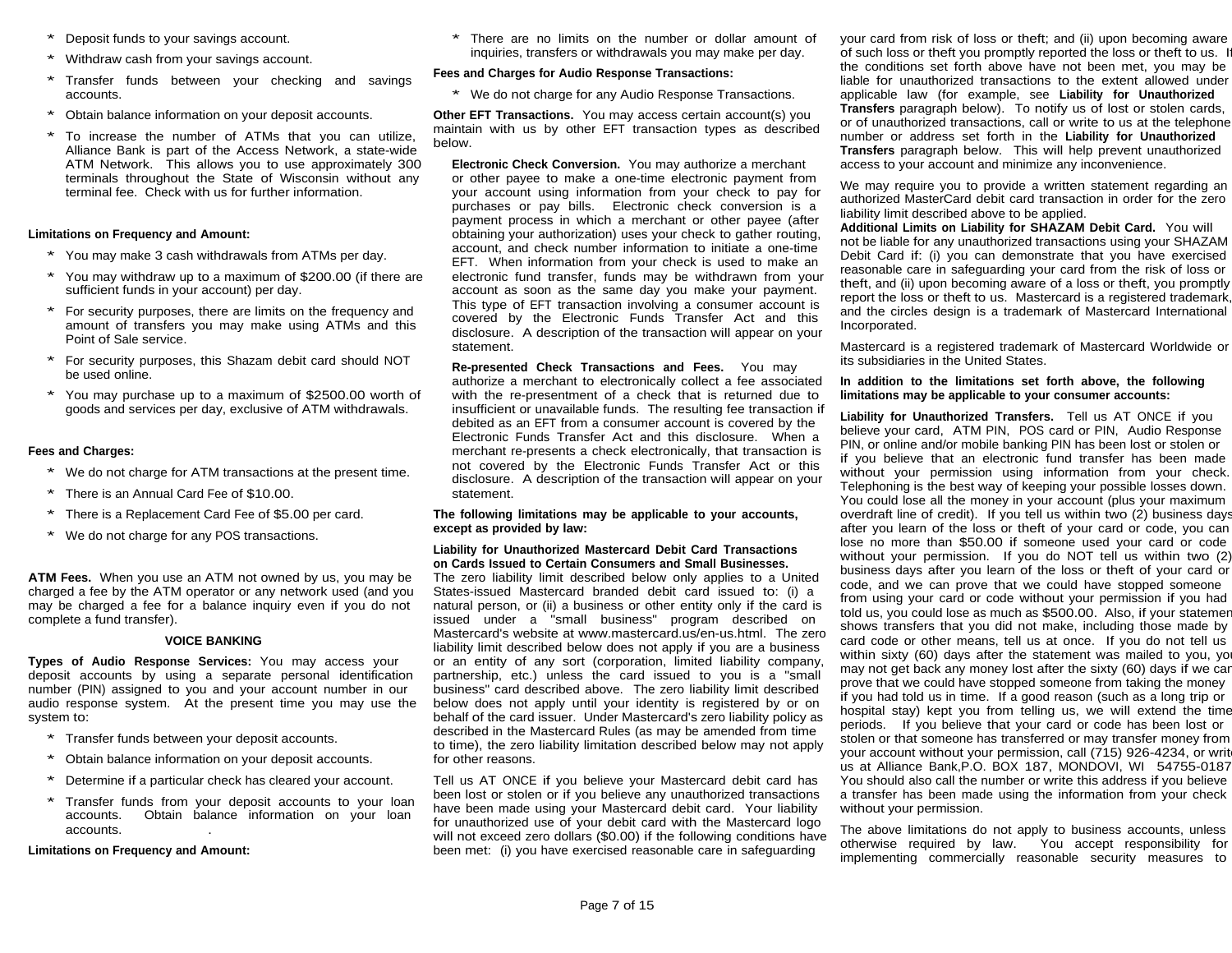* Deposit funds to your savings account.
* Withdraw cash from your savings account.
* Transfer funds between your checking and savings accounts.
* Obtain balance information on your deposit accounts.
* To increase the number of ATMs that you can utilize, Alliance Bank is part of the Access Network, a state-wide ATM Network. This allows you to use approximately 300 terminals throughout the State of Wisconsin without any terminal fee. Check with us for further information.

**Limitations on Frequency and Amount:**

* You may make 3 cash withdrawals from ATMs per day.
* You may withdraw up to a maximum of $200.00 (if there are sufficient funds in your account) per day.
* For security purposes, there are limits on the frequency and amount of transfers you may make using ATMs and this Point of Sale service.
* For security purposes, this Shazam debit card should NOT be used online.
* You may purchase up to a maximum of $2500.00 worth of goods and services per day, exclusive of ATM withdrawals.

**Fees and Charges:**

* We do not charge for ATM transactions at the present time.
* There is an Annual Card Fee of $10.00.
* There is a Replacement Card Fee of $5.00 per card.
* We do not charge for any POS transactions.

**ATM Fees.** When you use an ATM not owned by us, you may be charged a fee by the ATM operator or any network used (and you may be charged a fee for a balance inquiry even if you do not complete a fund transfer).

## VOICE BANKING

**Types of Audio Response Services:** You may access your deposit accounts by using a separate personal identification number (PIN) assigned to you and your account number in our audio response system. At the present time you may use the system to:

* Transfer funds between your deposit accounts.
* Obtain balance information on your deposit accounts.
* Determine if a particular check has cleared your account.
* Transfer funds from your deposit accounts to your loan accounts. Obtain balance information on your loan accounts.

**Limitations on Frequency and Amount:**

* There are no limits on the number or dollar amount of inquiries, transfers or withdrawals you may make per day.

**Fees and Charges for Audio Response Transactions:**

* We do not charge for any Audio Response Transactions.

**Other EFT Transactions.** You may access certain account(s) you maintain with us by other EFT transaction types as described below.

**Electronic Check Conversion.** You may authorize a merchant or other payee to make a one-time electronic payment from your account using information from your check to pay for purchases or pay bills. Electronic check conversion is a payment process in which a merchant or other payee (after obtaining your authorization) uses your check to gather routing, account, and check number information to initiate a one-time EFT. When information from your check is used to make an electronic fund transfer, funds may be withdrawn from your account as soon as the same day you make your payment. This type of EFT transaction involving a consumer account is covered by the Electronic Funds Transfer Act and this disclosure. A description of the transaction will appear on your statement.

**Re-presented Check Transactions and Fees.** You may authorize a merchant to electronically collect a fee associated with the re-presentment of a check that is returned due to insufficient or unavailable funds. The resulting fee transaction if debited as an EFT from a consumer account is covered by the Electronic Funds Transfer Act and this disclosure. When a merchant re-presents a check electronically, that transaction is not covered by the Electronic Funds Transfer Act or this disclosure. A description of the transaction will appear on your statement.

**The following limitations may be applicable to your accounts, except as provided by law:**

**Liability for Unauthorized Mastercard Debit Card Transactions on Cards Issued to Certain Consumers and Small Businesses.**
The zero liability limit described below only applies to a United States-issued Mastercard branded debit card issued to: (i) a natural person, or (ii) a business or other entity only if the card is issued under a "small business" program described on Mastercard's website at www.mastercard.us/en-us.html. The zero liability limit described below does not apply if you are a business or an entity of any sort (corporation, limited liability company, partnership, etc.) unless the card issued to you is a "small business" card described above. The zero liability limit described below does not apply until your identity is registered by or on behalf of the card issuer. Under Mastercard's zero liability policy as described in the Mastercard Rules (as may be amended from time to time), the zero liability limitation described below may not apply for other reasons.

Tell us AT ONCE if you believe your Mastercard debit card has been lost or stolen or if you believe any unauthorized transactions have been made using your Mastercard debit card. Your liability for unauthorized use of your debit card with the Mastercard logo will not exceed zero dollars ($0.00) if the following conditions have been met: (i) you have exercised reasonable care in safeguarding your card from risk of loss or theft; and (ii) upon becoming aware of such loss or theft you promptly reported the loss or theft to us. If the conditions set forth above have not been met, you may be liable for unauthorized transactions to the extent allowed under applicable law (for example, see **Liability for Unauthorized Transfers** paragraph below). To notify us of lost or stolen cards, or of unauthorized transactions, call or write to us at the telephone number or address set forth in the **Liability for Unauthorized Transfers** paragraph below. This will help prevent unauthorized access to your account and minimize any inconvenience.

We may require you to provide a written statement regarding an authorized MasterCard debit card transaction in order for the zero liability limit described above to be applied.

**Additional Limits on Liability for SHAZAM Debit Card.** You will not be liable for any unauthorized transactions using your SHAZAM Debit Card if: (i) you can demonstrate that you have exercised reasonable care in safeguarding your card from the risk of loss or theft, and (ii) upon becoming aware of a loss or theft, you promptly report the loss or theft to us. Mastercard is a registered trademark, and the circles design is a trademark of Mastercard International Incorporated.

Mastercard is a registered trademark of Mastercard Worldwide or its subsidiaries in the United States.

**In addition to the limitations set forth above, the following limitations may be applicable to your consumer accounts:**

**Liability for Unauthorized Transfers.** Tell us AT ONCE if you believe your card, ATM PIN, POS card or PIN, Audio Response PIN, or online and/or mobile banking PIN has been lost or stolen or if you believe that an electronic fund transfer has been made without your permission using information from your check. Telephoning is the best way of keeping your possible losses down. You could lose all the money in your account (plus your maximum overdraft line of credit). If you tell us within two (2) business days after you learn of the loss or theft of your card or code, you can lose no more than $50.00 if someone used your card or code without your permission. If you do NOT tell us within two (2) business days after you learn of the loss or theft of your card or code, and we can prove that we could have stopped someone from using your card or code without your permission if you had told us, you could lose as much as $500.00. Also, if your statement shows transfers that you did not make, including those made by card code or other means, tell us at once. If you do not tell us within sixty (60) days after the statement was mailed to you, you may not get back any money lost after the sixty (60) days if we can prove that we could have stopped someone from taking the money if you had told us in time. If a good reason (such as a long trip or hospital stay) kept you from telling us, we will extend the time periods. If you believe that your card or code has been lost or stolen or that someone has transferred or may transfer money from your account without your permission, call (715) 926-4234, or write us at Alliance Bank,P.O. BOX 187, MONDOVI, WI 54755-0187. You should also call the number or write this address if you believe a transfer has been made using the information from your check without your permission.

The above limitations do not apply to business accounts, unless otherwise required by law. You accept responsibility for implementing commercially reasonable security measures to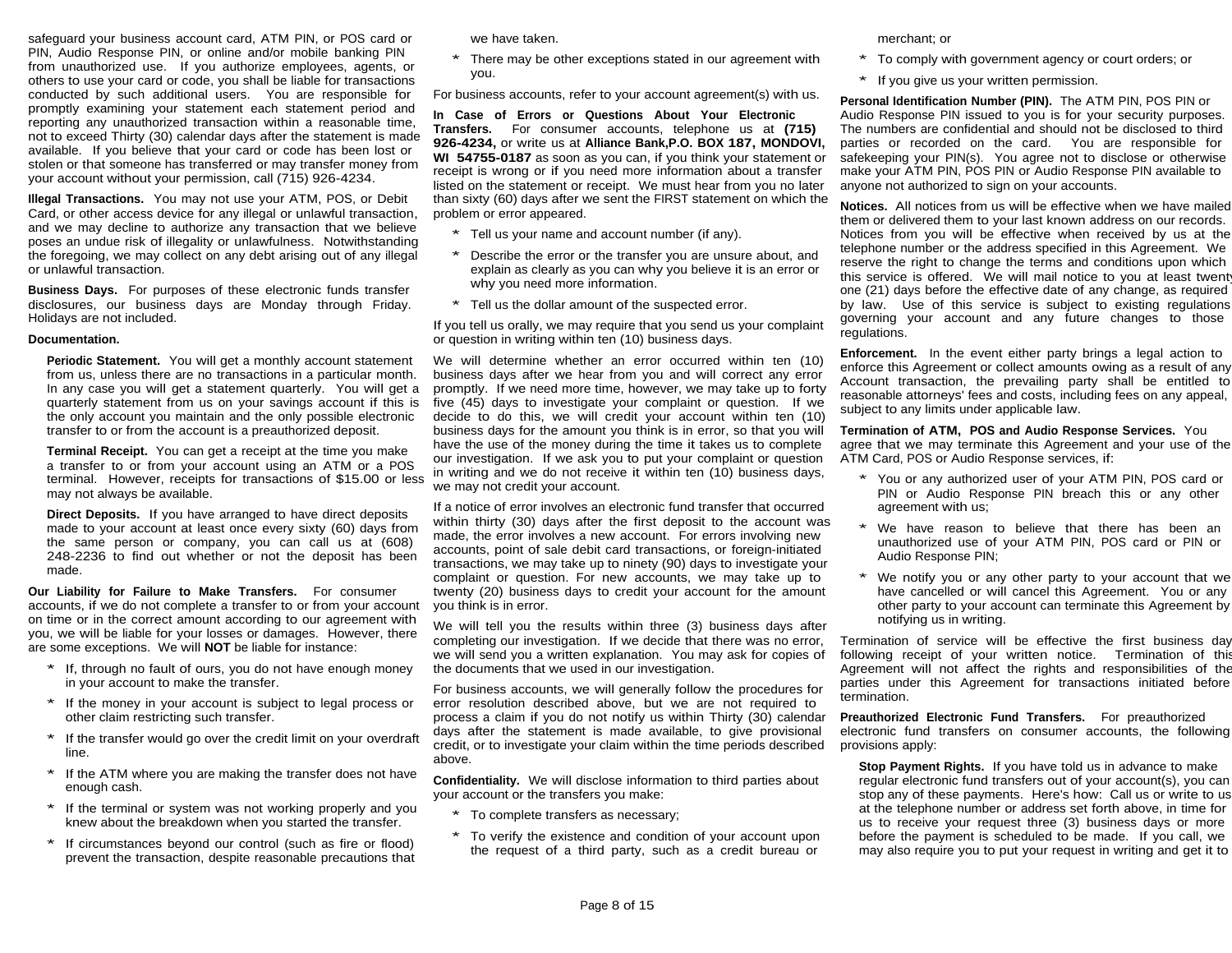safeguard your business account card, ATM PIN, or POS card or PIN, Audio Response PIN, or online and/or mobile banking PIN from unauthorized use. If you authorize employees, agents, or others to use your card or code, you shall be liable for transactions conducted by such additional users. You are responsible for promptly examining your statement each statement period and reporting any unauthorized transaction within a reasonable time, not to exceed Thirty (30) calendar days after the statement is made available. If you believe that your card or code has been lost or stolen or that someone has transferred or may transfer money from your account without your permission, call (715) 926-4234.

**Illegal Transactions.** You may not use your ATM, POS, or Debit Card, or other access device for any illegal or unlawful transaction, and we may decline to authorize any transaction that we believe poses an undue risk of illegality or unlawfulness. Notwithstanding the foregoing, we may collect on any debt arising out of any illegal or unlawful transaction.

**Business Days.** For purposes of these electronic funds transfer disclosures, our business days are Monday through Friday. Holidays are not included.

**Documentation.**

**Periodic Statement.** You will get a monthly account statement from us, unless there are no transactions in a particular month. In any case you will get a statement quarterly. You will get a quarterly statement from us on your savings account if this is the only account you maintain and the only possible electronic transfer to or from the account is a preauthorized deposit.

**Terminal Receipt.** You can get a receipt at the time you make a transfer to or from your account using an ATM or a POS terminal. However, receipts for transactions of $15.00 or less may not always be available.

**Direct Deposits.** If you have arranged to have direct deposits made to your account at least once every sixty (60) days from the same person or company, you can call us at (608) 248-2236 to find out whether or not the deposit has been made.

**Our Liability for Failure to Make Transfers.** For consumer accounts, if we do not complete a transfer to or from your account on time or in the correct amount according to our agreement with you, we will be liable for your losses or damages. However, there are some exceptions. We will **NOT** be liable for instance:

* If, through no fault of ours, you do not have enough money in your account to make the transfer.
* If the money in your account is subject to legal process or other claim restricting such transfer.
* If the transfer would go over the credit limit on your overdraft line.
* If the ATM where you are making the transfer does not have enough cash.
* If the terminal or system was not working properly and you knew about the breakdown when you started the transfer.
* If circumstances beyond our control (such as fire or flood) prevent the transaction, despite reasonable precautions that we have taken.
* There may be other exceptions stated in our agreement with you.

For business accounts, refer to your account agreement(s) with us.

**In Case of Errors or Questions About Your Electronic Transfers.** For consumer accounts, telephone us at **(715) 926-4234,** or write us at **Alliance Bank,P.O. BOX 187, MONDOVI, WI 54755-0187** as soon as you can, if you think your statement or receipt is wrong or if you need more information about a transfer listed on the statement or receipt. We must hear from you no later than sixty (60) days after we sent the FIRST statement on which the problem or error appeared.

* Tell us your name and account number (if any).
* Describe the error or the transfer you are unsure about, and explain as clearly as you can why you believe it is an error or why you need more information.
* Tell us the dollar amount of the suspected error.

If you tell us orally, we may require that you send us your complaint or question in writing within ten (10) business days.

We will determine whether an error occurred within ten (10) business days after we hear from you and will correct any error promptly. If we need more time, however, we may take up to forty five (45) days to investigate your complaint or question. If we decide to do this, we will credit your account within ten (10) business days for the amount you think is in error, so that you will have the use of the money during the time it takes us to complete our investigation. If we ask you to put your complaint or question in writing and we do not receive it within ten (10) business days, we may not credit your account.

If a notice of error involves an electronic fund transfer that occurred within thirty (30) days after the first deposit to the account was made, the error involves a new account. For errors involving new accounts, point of sale debit card transactions, or foreign-initiated transactions, we may take up to ninety (90) days to investigate your complaint or question. For new accounts, we may take up to twenty (20) business days to credit your account for the amount you think is in error.

We will tell you the results within three (3) business days after completing our investigation. If we decide that there was no error, we will send you a written explanation. You may ask for copies of the documents that we used in our investigation.

For business accounts, we will generally follow the procedures for error resolution described above, but we are not required to process a claim if you do not notify us within Thirty (30) calendar days after the statement is made available, to give provisional credit, or to investigate your claim within the time periods described above.

**Confidentiality.** We will disclose information to third parties about your account or the transfers you make:

* To complete transfers as necessary;
* To verify the existence and condition of your account upon the request of a third party, such as a credit bureau or merchant; or
* To comply with government agency or court orders; or
* If you give us your written permission.

**Personal Identification Number (PIN).** The ATM PIN, POS PIN or Audio Response PIN issued to you is for your security purposes. The numbers are confidential and should not be disclosed to third parties or recorded on the card. You are responsible for safekeeping your PIN(s). You agree not to disclose or otherwise make your ATM PIN, POS PIN or Audio Response PIN available to anyone not authorized to sign on your accounts.

**Notices.** All notices from us will be effective when we have mailed them or delivered them to your last known address on our records. Notices from you will be effective when received by us at the telephone number or the address specified in this Agreement. We reserve the right to change the terms and conditions upon which this service is offered. We will mail notice to you at least twenty one (21) days before the effective date of any change, as required by law. Use of this service is subject to existing regulations governing your account and any future changes to those regulations.

**Enforcement.** In the event either party brings a legal action to enforce this Agreement or collect amounts owing as a result of any Account transaction, the prevailing party shall be entitled to reasonable attorneys' fees and costs, including fees on any appeal, subject to any limits under applicable law.

**Termination of ATM, POS and Audio Response Services.** You agree that we may terminate this Agreement and your use of the ATM Card, POS or Audio Response services, if:

* You or any authorized user of your ATM PIN, POS card or PIN or Audio Response PIN breach this or any other agreement with us;
* We have reason to believe that there has been an unauthorized use of your ATM PIN, POS card or PIN or Audio Response PIN;
* We notify you or any other party to your account that we have cancelled or will cancel this Agreement. You or any other party to your account can terminate this Agreement by notifying us in writing.

Termination of service will be effective the first business day following receipt of your written notice. Termination of this Agreement will not affect the rights and responsibilities of the parties under this Agreement for transactions initiated before termination.

**Preauthorized Electronic Fund Transfers.** For preauthorized electronic fund transfers on consumer accounts, the following provisions apply:

**Stop Payment Rights.** If you have told us in advance to make regular electronic fund transfers out of your account(s), you can stop any of these payments. Here's how: Call us or write to us at the telephone number or address set forth above, in time for us to receive your request three (3) business days or more before the payment is scheduled to be made. If you call, we may also require you to put your request in writing and get it to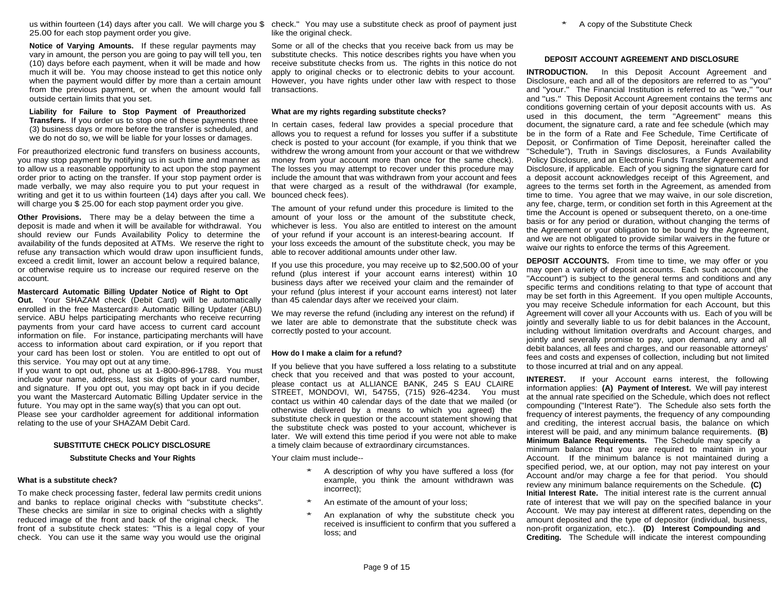us within fourteen (14) days after you call. We will charge you $ 25.00 for each stop payment order you give.

**Notice of Varying Amounts.** If these regular payments may vary in amount, the person you are going to pay will tell you, ten (10) days before each payment, when it will be made and how much it will be. You may choose instead to get this notice only when the payment would differ by more than a certain amount from the previous payment, or when the amount would fall outside certain limits that you set.

**Liability for Failure to Stop Payment of Preauthorized Transfers.** If you order us to stop one of these payments three (3) business days or more before the transfer is scheduled, and we do not do so, we will be liable for your losses or damages.

For preauthorized electronic fund transfers on business accounts, you may stop payment by notifying us in such time and manner as to allow us a reasonable opportunity to act upon the stop payment order prior to acting on the transfer. If your stop payment order is made verbally, we may also require you to put your request in writing and get it to us within fourteen (14) days after you call. We will charge you $ 25.00 for each stop payment order you give.

**Other Provisions.** There may be a delay between the time a deposit is made and when it will be available for withdrawal. You should review our Funds Availability Policy to determine the availability of the funds deposited at ATMs. We reserve the right to refuse any transaction which would draw upon insufficient funds, exceed a credit limit, lower an account below a required balance, or otherwise require us to increase our required reserve on the account.

**Mastercard Automatic Billing Updater Notice of Right to Opt Out.** Your SHAZAM check (Debit Card) will be automatically enrolled in the free Mastercard® Automatic Billing Updater (ABU) service. ABU helps participating merchants who receive recurring payments from your card have access to current card account information on file. For instance, participating merchants will have access to information about card expiration, or if you report that your card has been lost or stolen. You are entitled to opt out of this service. You may opt out at any time.
If you want to opt out, phone us at 1-800-896-1788. You must include your name, address, last six digits of your card number, and signature. If you opt out, you may opt back in if you decide you want the Mastercard Automatic Billing Updater service in the future. You may opt in the same way(s) that you can opt out.
Please see your cardholder agreement for additional information relating to the use of your SHAZAM Debit Card.

## SUBSTITUTE CHECK POLICY DISCLOSURE

### Substitute Checks and Your Rights

**What is a substitute check?**

To make check processing faster, federal law permits credit unions and banks to replace original checks with "substitute checks". These checks are similar in size to original checks with a slightly reduced image of the front and back of the original check. The front of a substitute check states: "This is a legal copy of your check. You can use it the same way you would use the original check." You may use a substitute check as proof of payment just like the original check.

Some or all of the checks that you receive back from us may be substitute checks. This notice describes rights you have when you receive substitute checks from us. The rights in this notice do not apply to original checks or to electronic debits to your account. However, you have rights under other law with respect to those transactions.

**What are my rights regarding substitute checks?**

In certain cases, federal law provides a special procedure that allows you to request a refund for losses you suffer if a substitute check is posted to your account (for example, if you think that we withdrew the wrong amount from your account or that we withdrew money from your account more than once for the same check). The losses you may attempt to recover under this procedure may include the amount that was withdrawn from your account and fees that were charged as a result of the withdrawal (for example, bounced check fees).

The amount of your refund under this procedure is limited to the amount of your loss or the amount of the substitute check, whichever is less. You also are entitled to interest on the amount of your refund if your account is an interest-bearing account. If your loss exceeds the amount of the substitute check, you may be able to recover additional amounts under other law.

If you use this procedure, you may receive up to $2,500.00 of your refund (plus interest if your account earns interest) within 10 business days after we received your claim and the remainder of your refund (plus interest if your account earns interest) not later than 45 calendar days after we received your claim.

We may reverse the refund (including any interest on the refund) if we later are able to demonstrate that the substitute check was correctly posted to your account.

**How do I make a claim for a refund?**

If you believe that you have suffered a loss relating to a substitute check that you received and that was posted to your account, please contact us at ALLIANCE BANK, 245 S EAU CLAIRE STREET, MONDOVI, WI, 54755, (715) 926-4234. You must contact us within 40 calendar days of the date that we mailed (or otherwise delivered by a means to which you agreed) the substitute check in question or the account statement showing that the substitute check was posted to your account, whichever is later. We will extend this time period if you were not able to make a timely claim because of extraordinary circumstances.

Your claim must include--

* A description of why you have suffered a loss (for example, you think the amount withdrawn was incorrect);
* An estimate of the amount of your loss;
* An explanation of why the substitute check you received is insufficient to confirm that you suffered a loss; and
* A copy of the Substitute Check

## DEPOSIT ACCOUNT AGREEMENT AND DISCLOSURE

**INTRODUCTION.** In this Deposit Account Agreement and Disclosure, each and all of the depositors are referred to as "you" and "your." The Financial Institution is referred to as "we," "our" and "us." This Deposit Account Agreement contains the terms and conditions governing certain of your deposit accounts with us. As used in this document, the term "Agreement" means this document, the signature card, a rate and fee schedule (which may be in the form of a Rate and Fee Schedule, Time Certificate of Deposit, or Confirmation of Time Deposit, hereinafter called the "Schedule"), Truth in Savings disclosures, a Funds Availability Policy Disclosure, and an Electronic Funds Transfer Agreement and Disclosure, if applicable. Each of you signing the signature card for a deposit account acknowledges receipt of this Agreement, and agrees to the terms set forth in the Agreement, as amended from time to time. You agree that we may waive, in our sole discretion, any fee, charge, term, or condition set forth in this Agreement at the time the Account is opened or subsequent thereto, on a one-time basis or for any period or duration, without changing the terms of the Agreement or your obligation to be bound by the Agreement, and we are not obligated to provide similar waivers in the future or waive our rights to enforce the terms of this Agreement.

**DEPOSIT ACCOUNTS.** From time to time, we may offer or you may open a variety of deposit accounts. Each such account (the "Account") is subject to the general terms and conditions and any specific terms and conditions relating to that type of account that may be set forth in this Agreement. If you open multiple Accounts, you may receive Schedule information for each Account, but this Agreement will cover all your Accounts with us. Each of you will be jointly and severally liable to us for debit balances in the Account, including without limitation overdrafts and Account charges, and jointly and severally promise to pay, upon demand, any and all debit balances, all fees and charges, and our reasonable attorneys' fees and costs and expenses of collection, including but not limited to those incurred at trial and on any appeal.

**INTEREST.** If your Account earns interest, the following information applies: **(A) Payment of Interest.** We will pay interest at the annual rate specified on the Schedule, which does not reflect compounding ("Interest Rate"). The Schedule also sets forth the frequency of interest payments, the frequency of any compounding and crediting, the interest accrual basis, the balance on which interest will be paid, and any minimum balance requirements. **(B) Minimum Balance Requirements.** The Schedule may specify a minimum balance that you are required to maintain in your Account. If the minimum balance is not maintained during a specified period, we, at our option, may not pay interest on your Account and/or may charge a fee for that period. You should review any minimum balance requirements on the Schedule. **(C) Initial Interest Rate.** The initial interest rate is the current annual rate of interest that we will pay on the specified balance in your Account. We may pay interest at different rates, depending on the amount deposited and the type of depositor (individual, business, non-profit organization, etc.). **(D) Interest Compounding and Crediting.** The Schedule will indicate the interest compounding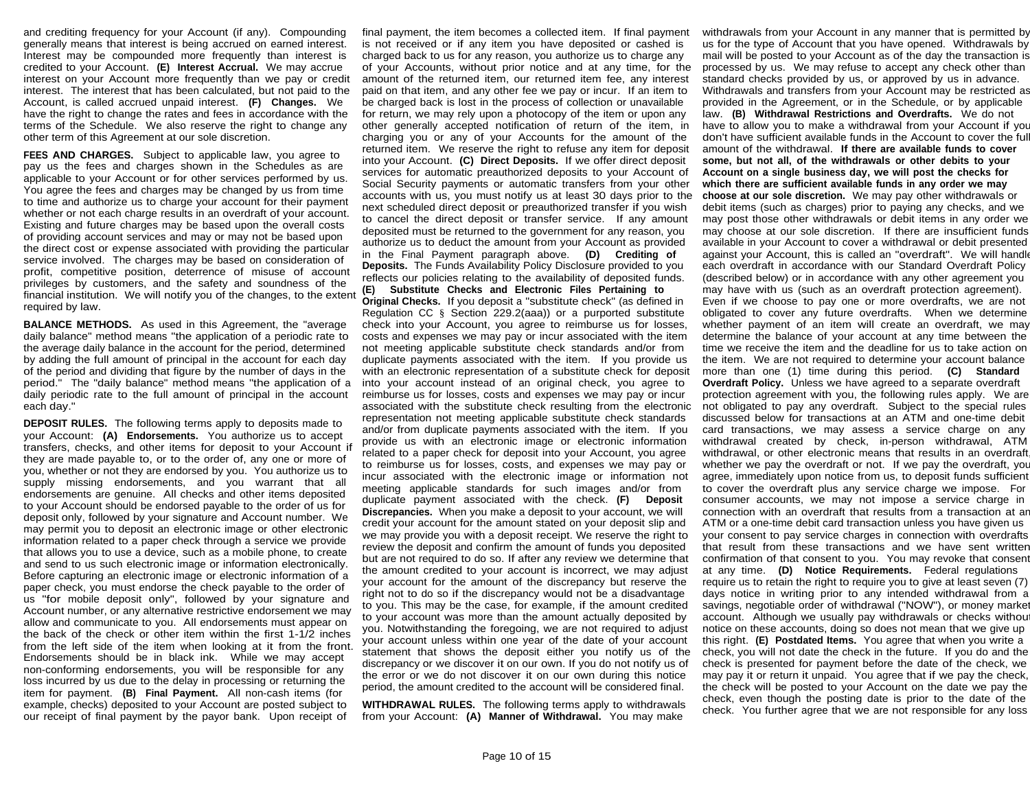and crediting frequency for your Account (if any). Compounding generally means that interest is being accrued on earned interest. Interest may be compounded more frequently than interest is credited to your Account. **(E) Interest Accrual.** We may accrue interest on your Account more frequently than we pay or credit interest. The interest that has been calculated, but not paid to the Account, is called accrued unpaid interest. **(F) Changes.** We have the right to change the rates and fees in accordance with the terms of the Schedule. We also reserve the right to change any other term of this Agreement at our sole discretion.

**FEES AND CHARGES.** Subject to applicable law, you agree to pay us the fees and charges shown in the Schedules as are applicable to your Account or for other services performed by us. You agree the fees and charges may be changed by us from time to time and authorize us to charge your account for their payment whether or not each charge results in an overdraft of your account. Existing and future charges may be based upon the overall costs of providing account services and may or may not be based upon the direct cost or expense associated with providing the particular service involved. The charges may be based on consideration of profit, competitive position, deterrence of misuse of account privileges by customers, and the safety and soundness of the financial institution. We will notify you of the changes, to the extent required by law.

**BALANCE METHODS.** As used in this Agreement, the "average daily balance" method means "the application of a periodic rate to the average daily balance in the account for the period, determined by adding the full amount of principal in the account for each day of the period and dividing that figure by the number of days in the period." The "daily balance" method means "the application of a daily periodic rate to the full amount of principal in the account each day."

**DEPOSIT RULES.** The following terms apply to deposits made to your Account: **(A) Endorsements.** You authorize us to accept transfers, checks, and other items for deposit to your Account if they are made payable to, or to the order of, any one or more of you, whether or not they are endorsed by you. You authorize us to supply missing endorsements, and you warrant that all endorsements are genuine. All checks and other items deposited to your Account should be endorsed payable to the order of us for deposit only, followed by your signature and Account number. We may permit you to deposit an electronic image or other electronic information related to a paper check through a service we provide that allows you to use a device, such as a mobile phone, to create and send to us such electronic image or information electronically. Before capturing an electronic image or electronic information of a paper check, you must endorse the check payable to the order of us "for mobile deposit only", followed by your signature and Account number, or any alternative restrictive endorsement we may allow and communicate to you. All endorsements must appear on the back of the check or other item within the first 1-1/2 inches from the left side of the item when looking at it from the front. Endorsements should be in black ink. While we may accept non-conforming endorsements, you will be responsible for any loss incurred by us due to the delay in processing or returning the item for payment. **(B) Final Payment.** All non-cash items (for example, checks) deposited to your Account are posted subject to our receipt of final payment by the payor bank. Upon receipt of final payment, the item becomes a collected item. If final payment is not received or if any item you have deposited or cashed is charged back to us for any reason, you authorize us to charge any of your Accounts, without prior notice and at any time, for the amount of the returned item, our returned item fee, any interest paid on that item, and any other fee we pay or incur. If an item to be charged back is lost in the process of collection or unavailable for return, we may rely upon a photocopy of the item or upon any other generally accepted notification of return of the item, in charging you or any of your Accounts for the amount of the returned item. We reserve the right to refuse any item for deposit into your Account. **(C) Direct Deposits.** If we offer direct deposit services for automatic preauthorized deposits to your Account of Social Security payments or automatic transfers from your other accounts with us, you must notify us at least 30 days prior to the next scheduled direct deposit or preauthorized transfer if you wish to cancel the direct deposit or transfer service. If any amount deposited must be returned to the government for any reason, you authorize us to deduct the amount from your Account as provided in the Final Payment paragraph above. **(D) Crediting of Deposits.** The Funds Availability Policy Disclosure provided to you reflects our policies relating to the availability of deposited funds. **(E) Substitute Checks and Electronic Files Pertaining to Original Checks.** If you deposit a "substitute check" (as defined in Regulation CC § Section 229.2(aaa)) or a purported substitute check into your Account, you agree to reimburse us for losses, costs and expenses we may pay or incur associated with the item not meeting applicable substitute check standards and/or from duplicate payments associated with the item. If you provide us with an electronic representation of a substitute check for deposit into your account instead of an original check, you agree to reimburse us for losses, costs and expenses we may pay or incur associated with the substitute check resulting from the electronic representation not meeting applicable substitute check standards and/or from duplicate payments associated with the item. If you provide us with an electronic image or electronic information related to a paper check for deposit into your Account, you agree to reimburse us for losses, costs, and expenses we may pay or incur associated with the electronic image or information not meeting applicable standards for such images and/or from duplicate payment associated with the check. **(F) Deposit Discrepancies.** When you make a deposit to your account, we will credit your account for the amount stated on your deposit slip and we may provide you with a deposit receipt. We reserve the right to review the deposit and confirm the amount of funds you deposited but are not required to do so. If after any review we determine that the amount credited to your account is incorrect, we may adjust your account for the amount of the discrepancy but reserve the right not to do so if the discrepancy would not be a disadvantage to you. This may be the case, for example, if the amount credited to your account was more than the amount actually deposited by you. Notwithstanding the foregoing, we are not required to adjust your account unless within one year of the date of your account statement that shows the deposit either you notify us of the discrepancy or we discover it on our own. If you do not notify us of the error or we do not discover it on our own during this notice period, the amount credited to the account will be considered final.

**WITHDRAWAL RULES.** The following terms apply to withdrawals from your Account: **(A) Manner of Withdrawal.** You may make withdrawals from your Account in any manner that is permitted by us for the type of Account that you have opened. Withdrawals by mail will be posted to your Account as of the day the transaction is processed by us. We may refuse to accept any check other than standard checks provided by us, or approved by us in advance. Withdrawals and transfers from your Account may be restricted as provided in the Agreement, or in the Schedule, or by applicable law. **(B) Withdrawal Restrictions and Overdrafts.** We do not have to allow you to make a withdrawal from your Account if you don't have sufficient available funds in the Account to cover the full amount of the withdrawal. **If there are available funds to cover some, but not all, of the withdrawals or other debits to your Account on a single business day, we will post the checks for which there are sufficient available funds in any order we may choose at our sole discretion.** We may pay other withdrawals or debit items (such as charges) prior to paying any checks, and we may post those other withdrawals or debit items in any order we may choose at our sole discretion. If there are insufficient funds available in your Account to cover a withdrawal or debit presented against your Account, this is called an "overdraft". We will handle each overdraft in accordance with our Standard Overdraft Policy (described below) or in accordance with any other agreement you may have with us (such as an overdraft protection agreement). Even if we choose to pay one or more overdrafts, we are not obligated to cover any future overdrafts. When we determine whether payment of an item will create an overdraft, we may determine the balance of your account at any time between the time we receive the item and the deadline for us to take action on the item. We are not required to determine your account balance more than one (1) time during this period. **(C) Standard Overdraft Policy.** Unless we have agreed to a separate overdraft protection agreement with you, the following rules apply. We are not obligated to pay any overdraft. Subject to the special rules discussed below for transactions at an ATM and one-time debit card transactions, we may assess a service charge on any withdrawal created by check, in-person withdrawal, ATM withdrawal, or other electronic means that results in an overdraft, whether we pay the overdraft or not. If we pay the overdraft, you agree, immediately upon notice from us, to deposit funds sufficient to cover the overdraft plus any service charge we impose. For consumer accounts, we may not impose a service charge in connection with an overdraft that results from a transaction at an ATM or a one-time debit card transaction unless you have given us your consent to pay service charges in connection with overdrafts that result from these transactions and we have sent written confirmation of that consent to you. You may revoke that consent at any time. **(D) Notice Requirements.** Federal regulations require us to retain the right to require you to give at least seven (7) days notice in writing prior to any intended withdrawal from a savings, negotiable order of withdrawal ("NOW"), or money market account. Although we usually pay withdrawals or checks without notice on these accounts, doing so does not mean that we give up this right. **(E) Postdated Items.** You agree that when you write a check, you will not date the check in the future. If you do and the check is presented for payment before the date of the check, we may pay it or return it unpaid. You agree that if we pay the check, the check will be posted to your Account on the date we pay the check, even though the posting date is prior to the date of the check. You further agree that we are not responsible for any loss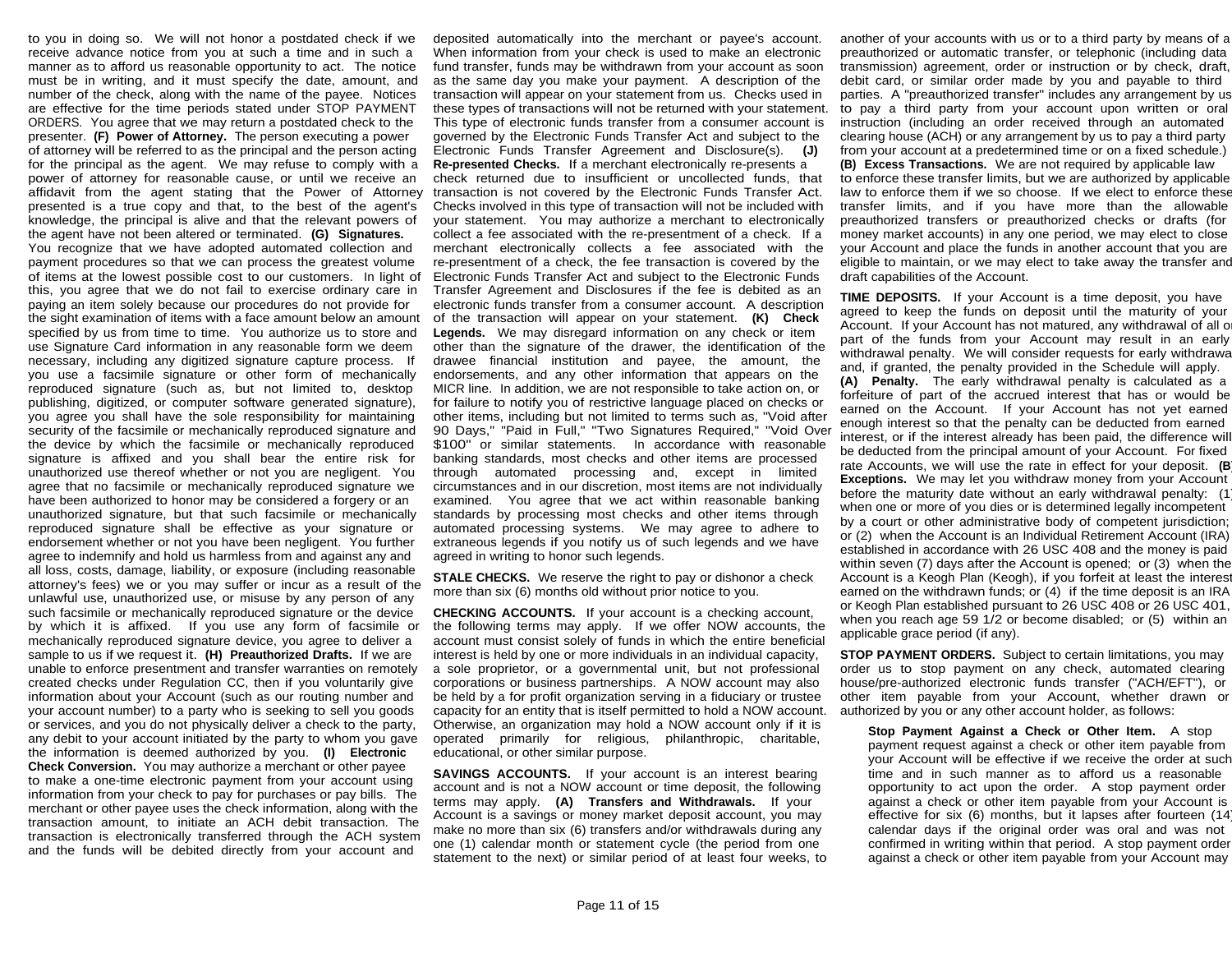to you in doing so. We will not honor a postdated check if we receive advance notice from you at such a time and in such a manner as to afford us reasonable opportunity to act. The notice must be in writing, and it must specify the date, amount, and number of the check, along with the name of the payee. Notices are effective for the time periods stated under STOP PAYMENT ORDERS. You agree that we may return a postdated check to the presenter. **(F) Power of Attorney.** The person executing a power of attorney will be referred to as the principal and the person acting for the principal as the agent. We may refuse to comply with a power of attorney for reasonable cause, or until we receive an affidavit from the agent stating that the Power of Attorney presented is a true copy and that, to the best of the agent's knowledge, the principal is alive and that the relevant powers of the agent have not been altered or terminated. **(G) Signatures.** You recognize that we have adopted automated collection and payment procedures so that we can process the greatest volume of items at the lowest possible cost to our customers. In light of this, you agree that we do not fail to exercise ordinary care in paying an item solely because our procedures do not provide for the sight examination of items with a face amount below an amount specified by us from time to time. You authorize us to store and use Signature Card information in any reasonable form we deem necessary, including any digitized signature capture process. If you use a facsimile signature or other form of mechanically reproduced signature (such as, but not limited to, desktop publishing, digitized, or computer software generated signature), you agree you shall have the sole responsibility for maintaining security of the facsimile or mechanically reproduced signature and the device by which the facsimile or mechanically reproduced signature is affixed and you shall bear the entire risk for unauthorized use thereof whether or not you are negligent. You agree that no facsimile or mechanically reproduced signature we have been authorized to honor may be considered a forgery or an unauthorized signature, but that such facsimile or mechanically reproduced signature shall be effective as your signature or endorsement whether or not you have been negligent. You further agree to indemnify and hold us harmless from and against any and all loss, costs, damage, liability, or exposure (including reasonable attorney's fees) we or you may suffer or incur as a result of the unlawful use, unauthorized use, or misuse by any person of any such facsimile or mechanically reproduced signature or the device by which it is affixed. If you use any form of facsimile or mechanically reproduced signature device, you agree to deliver a sample to us if we request it. **(H) Preauthorized Drafts.** If we are unable to enforce presentment and transfer warranties on remotely created checks under Regulation CC, then if you voluntarily give information about your Account (such as our routing number and your account number) to a party who is seeking to sell you goods or services, and you do not physically deliver a check to the party, any debit to your account initiated by the party to whom you gave the information is deemed authorized by you. **(I) Electronic Check Conversion.** You may authorize a merchant or other payee to make a one-time electronic payment from your account using information from your check to pay for purchases or pay bills. The merchant or other payee uses the check information, along with the transaction amount, to initiate an ACH debit transaction. The transaction is electronically transferred through the ACH system and the funds will be debited directly from your account and deposited automatically into the merchant or payee's account. When information from your check is used to make an electronic fund transfer, funds may be withdrawn from your account as soon as the same day you make your payment. A description of the transaction will appear on your statement from us. Checks used in these types of transactions will not be returned with your statement. This type of electronic funds transfer from a consumer account is governed by the Electronic Funds Transfer Act and subject to the Electronic Funds Transfer Agreement and Disclosure(s). **(J) Re-presented Checks.** If a merchant electronically re-presents a check returned due to insufficient or uncollected funds, that transaction is not covered by the Electronic Funds Transfer Act. Checks involved in this type of transaction will not be included with your statement. You may authorize a merchant to electronically collect a fee associated with the re-presentment of a check. If a merchant electronically collects a fee associated with the re-presentment of a check, the fee transaction is covered by the Electronic Funds Transfer Act and subject to the Electronic Funds Transfer Agreement and Disclosures if the fee is debited as an electronic funds transfer from a consumer account. A description of the transaction will appear on your statement. **(K) Check Legends.** We may disregard information on any check or item other than the signature of the drawer, the identification of the drawee financial institution and payee, the amount, the endorsements, and any other information that appears on the MICR line. In addition, we are not responsible to take action on, or for failure to notify you of restrictive language placed on checks or other items, including but not limited to terms such as, "Void after 90 Days," "Paid in Full," "Two Signatures Required," "Void Over $100" or similar statements. In accordance with reasonable banking standards, most checks and other items are processed through automated processing and, except in limited circumstances and in our discretion, most items are not individually examined. You agree that we act within reasonable banking standards by processing most checks and other items through automated processing systems. We may agree to adhere to extraneous legends if you notify us of such legends and we have agreed in writing to honor such legends.

**STALE CHECKS.** We reserve the right to pay or dishonor a check more than six (6) months old without prior notice to you.

**CHECKING ACCOUNTS.** If your account is a checking account, the following terms may apply. If we offer NOW accounts, the account must consist solely of funds in which the entire beneficial interest is held by one or more individuals in an individual capacity, a sole proprietor, or a governmental unit, but not professional corporations or business partnerships. A NOW account may also be held by a for profit organization serving in a fiduciary or trustee capacity for an entity that is itself permitted to hold a NOW account. Otherwise, an organization may hold a NOW account only if it is operated primarily for religious, philanthropic, charitable, educational, or other similar purpose.

**SAVINGS ACCOUNTS.** If your account is an interest bearing account and is not a NOW account or time deposit, the following terms may apply. **(A) Transfers and Withdrawals.** If your Account is a savings or money market deposit account, you may make no more than six (6) transfers and/or withdrawals during any one (1) calendar month or statement cycle (the period from one statement to the next) or similar period of at least four weeks, to another of your accounts with us or to a third party by means of a preauthorized or automatic transfer, or telephonic (including data transmission) agreement, order or instruction or by check, draft, debit card, or similar order made by you and payable to third parties. A "preauthorized transfer" includes any arrangement by us to pay a third party from your account upon written or oral instruction (including an order received through an automated clearing house (ACH) or any arrangement by us to pay a third party from your account at a predetermined time or on a fixed schedule.) **(B) Excess Transactions.** We are not required by applicable law to enforce these transfer limits, but we are authorized by applicable law to enforce them if we so choose. If we elect to enforce these transfer limits, and if you have more than the allowable preauthorized transfers or preauthorized checks or drafts (for money market accounts) in any one period, we may elect to close your Account and place the funds in another account that you are eligible to maintain, or we may elect to take away the transfer and draft capabilities of the Account.

**TIME DEPOSITS.** If your Account is a time deposit, you have agreed to keep the funds on deposit until the maturity of your Account. If your Account has not matured, any withdrawal of all or part of the funds from your Account may result in an early withdrawal penalty. We will consider requests for early withdrawal and, if granted, the penalty provided in the Schedule will apply. **(A) Penalty.** The early withdrawal penalty is calculated as a forfeiture of part of the accrued interest that has or would be earned on the Account. If your Account has not yet earned enough interest so that the penalty can be deducted from earned interest, or if the interest already has been paid, the difference will be deducted from the principal amount of your Account. For fixed rate Accounts, we will use the rate in effect for your deposit. **(B) Exceptions.** We may let you withdraw money from your Account before the maturity date without an early withdrawal penalty: (1) when one or more of you dies or is determined legally incompetent by a court or other administrative body of competent jurisdiction; or (2) when the Account is an Individual Retirement Account (IRA) established in accordance with 26 USC 408 and the money is paid within seven (7) days after the Account is opened; or (3) when the Account is a Keogh Plan (Keogh), if you forfeit at least the interest earned on the withdrawn funds; or (4) if the time deposit is an IRA or Keogh Plan established pursuant to 26 USC 408 or 26 USC 401, when you reach age 59 1/2 or become disabled; or (5) within an applicable grace period (if any).

**STOP PAYMENT ORDERS.** Subject to certain limitations, you may order us to stop payment on any check, automated clearing house/pre-authorized electronic funds transfer ("ACH/EFT"), or other item payable from your Account, whether drawn or authorized by you or any other account holder, as follows:

**Stop Payment Against a Check or Other Item.** A stop payment request against a check or other item payable from your Account will be effective if we receive the order at such time and in such manner as to afford us a reasonable opportunity to act upon the order. A stop payment order against a check or other item payable from your Account is effective for six (6) months, but it lapses after fourteen (14) calendar days if the original order was oral and was not confirmed in writing within that period. A stop payment order against a check or other item payable from your Account may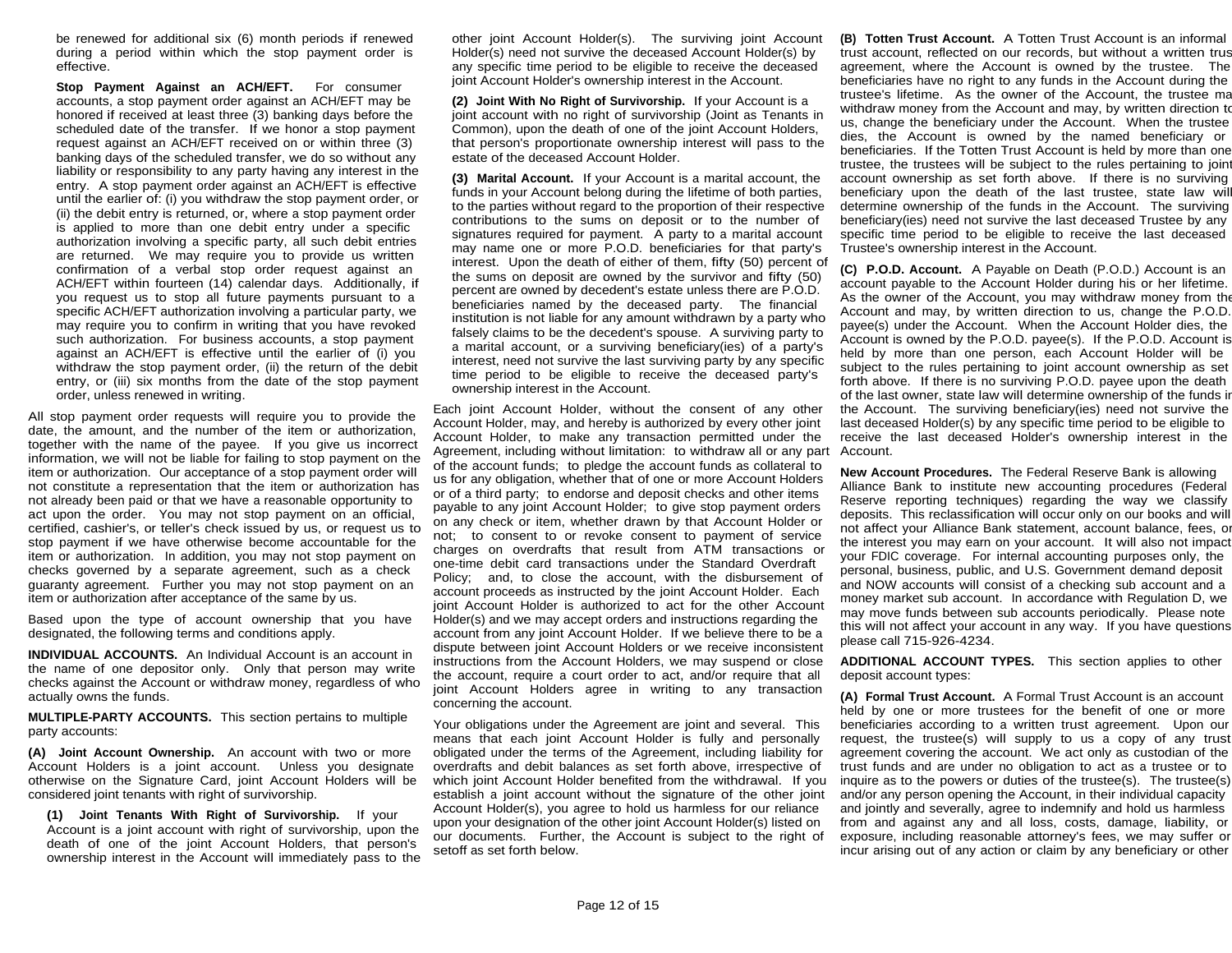be renewed for additional six (6) month periods if renewed during a period within which the stop payment order is effective.

**Stop Payment Against an ACH/EFT.** For consumer accounts, a stop payment order against an ACH/EFT may be honored if received at least three (3) banking days before the scheduled date of the transfer. If we honor a stop payment request against an ACH/EFT received on or within three (3) banking days of the scheduled transfer, we do so without any liability or responsibility to any party having any interest in the entry. A stop payment order against an ACH/EFT is effective until the earlier of: (i) you withdraw the stop payment order, or (ii) the debit entry is returned, or, where a stop payment order is applied to more than one debit entry under a specific authorization involving a specific party, all such debit entries are returned. We may require you to provide us written confirmation of a verbal stop order request against an ACH/EFT within fourteen (14) calendar days. Additionally, if you request us to stop all future payments pursuant to a specific ACH/EFT authorization involving a particular party, we may require you to confirm in writing that you have revoked such authorization. For business accounts, a stop payment against an ACH/EFT is effective until the earlier of (i) you withdraw the stop payment order, (ii) the return of the debit entry, or (iii) six months from the date of the stop payment order, unless renewed in writing.

All stop payment order requests will require you to provide the date, the amount, and the number of the item or authorization, together with the name of the payee. If you give us incorrect information, we will not be liable for failing to stop payment on the item or authorization. Our acceptance of a stop payment order will not constitute a representation that the item or authorization has not already been paid or that we have a reasonable opportunity to act upon the order. You may not stop payment on an official, certified, cashier's, or teller's check issued by us, or request us to stop payment if we have otherwise become accountable for the item or authorization. In addition, you may not stop payment on checks governed by a separate agreement, such as a check guaranty agreement. Further you may not stop payment on an item or authorization after acceptance of the same by us.

Based upon the type of account ownership that you have designated, the following terms and conditions apply.

**INDIVIDUAL ACCOUNTS.** An Individual Account is an account in the name of one depositor only. Only that person may write checks against the Account or withdraw money, regardless of who actually owns the funds.

**MULTIPLE-PARTY ACCOUNTS.** This section pertains to multiple party accounts:

**(A) Joint Account Ownership.** An account with two or more Account Holders is a joint account. Unless you designate otherwise on the Signature Card, joint Account Holders will be considered joint tenants with right of survivorship.

**(1) Joint Tenants With Right of Survivorship.** If your Account is a joint account with right of survivorship, upon the death of one of the joint Account Holders, that person's ownership interest in the Account will immediately pass to the other joint Account Holder(s). The surviving joint Account Holder(s) need not survive the deceased Account Holder(s) by any specific time period to be eligible to receive the deceased joint Account Holder's ownership interest in the Account.

**(2) Joint With No Right of Survivorship.** If your Account is a joint account with no right of survivorship (Joint as Tenants in Common), upon the death of one of the joint Account Holders, that person's proportionate ownership interest will pass to the estate of the deceased Account Holder.

**(3) Marital Account.** If your Account is a marital account, the funds in your Account belong during the lifetime of both parties, to the parties without regard to the proportion of their respective contributions to the sums on deposit or to the number of signatures required for payment. A party to a marital account may name one or more P.O.D. beneficiaries for that party's interest. Upon the death of either of them, fifty (50) percent of the sums on deposit are owned by the survivor and fifty (50) percent are owned by decedent's estate unless there are P.O.D. beneficiaries named by the deceased party. The financial institution is not liable for any amount withdrawn by a party who falsely claims to be the decedent's spouse. A surviving party to a marital account, or a surviving beneficiary(ies) of a party's interest, need not survive the last surviving party by any specific time period to be eligible to receive the deceased party's ownership interest in the Account.

Each joint Account Holder, without the consent of any other Account Holder, may, and hereby is authorized by every other joint Account Holder, to make any transaction permitted under the Agreement, including without limitation: to withdraw all or any part of the account funds; to pledge the account funds as collateral to us for any obligation, whether that of one or more Account Holders or of a third party; to endorse and deposit checks and other items payable to any joint Account Holder; to give stop payment orders on any check or item, whether drawn by that Account Holder or not; to consent to or revoke consent to payment of service charges on overdrafts that result from ATM transactions or one-time debit card transactions under the Standard Overdraft Policy; and, to close the account, with the disbursement of account proceeds as instructed by the joint Account Holder. Each joint Account Holder is authorized to act for the other Account Holder(s) and we may accept orders and instructions regarding the account from any joint Account Holder. If we believe there to be a dispute between joint Account Holders or we receive inconsistent instructions from the Account Holders, we may suspend or close the account, require a court order to act, and/or require that all joint Account Holders agree in writing to any transaction concerning the account.

Your obligations under the Agreement are joint and several. This means that each joint Account Holder is fully and personally obligated under the terms of the Agreement, including liability for overdrafts and debit balances as set forth above, irrespective of which joint Account Holder benefited from the withdrawal. If you establish a joint account without the signature of the other joint Account Holder(s), you agree to hold us harmless for our reliance upon your designation of the other joint Account Holder(s) listed on our documents. Further, the Account is subject to the right of setoff as set forth below.

**(B) Totten Trust Account.** A Totten Trust Account is an informal trust account, reflected on our records, but without a written trust agreement, where the Account is owned by the trustee. The beneficiaries have no right to any funds in the Account during the trustee's lifetime. As the owner of the Account, the trustee may withdraw money from the Account and may, by written direction to us, change the beneficiary under the Account. When the trustee dies, the Account is owned by the named beneficiary or beneficiaries. If the Totten Trust Account is held by more than one trustee, the trustees will be subject to the rules pertaining to joint account ownership as set forth above. If there is no surviving beneficiary upon the death of the last trustee, state law will determine ownership of the funds in the Account. The surviving beneficiary(ies) need not survive the last deceased Trustee by any specific time period to be eligible to receive the last deceased Trustee's ownership interest in the Account.

**(C) P.O.D. Account.** A Payable on Death (P.O.D.) Account is an account payable to the Account Holder during his or her lifetime. As the owner of the Account, you may withdraw money from the Account and may, by written direction to us, change the P.O.D. payee(s) under the Account. When the Account Holder dies, the Account is owned by the P.O.D. payee(s). If the P.O.D. Account is held by more than one person, each Account Holder will be subject to the rules pertaining to joint account ownership as set forth above. If there is no surviving P.O.D. payee upon the death of the last owner, state law will determine ownership of the funds in the Account. The surviving beneficiary(ies) need not survive the last deceased Holder(s) by any specific time period to be eligible to receive the last deceased Holder's ownership interest in the Account.

**New Account Procedures.** The Federal Reserve Bank is allowing Alliance Bank to institute new accounting procedures (Federal Reserve reporting techniques) regarding the way we classify deposits. This reclassification will occur only on our books and will not affect your Alliance Bank statement, account balance, fees, or the interest you may earn on your account. It will also not impact your FDIC coverage. For internal accounting purposes only, the personal, business, public, and U.S. Government demand deposit and NOW accounts will consist of a checking sub account and a money market sub account. In accordance with Regulation D, we may move funds between sub accounts periodically. Please note this will not affect your account in any way. If you have questions please call 715-926-4234.

**ADDITIONAL ACCOUNT TYPES.** This section applies to other deposit account types:

**(A) Formal Trust Account.** A Formal Trust Account is an account held by one or more trustees for the benefit of one or more beneficiaries according to a written trust agreement. Upon our request, the trustee(s) will supply to us a copy of any trust agreement covering the account. We act only as custodian of the trust funds and are under no obligation to act as a trustee or to inquire as to the powers or duties of the trustee(s). The trustee(s) and/or any person opening the Account, in their individual capacity and jointly and severally, agree to indemnify and hold us harmless from and against any and all loss, costs, damage, liability, or exposure, including reasonable attorney's fees, we may suffer or incur arising out of any action or claim by any beneficiary or other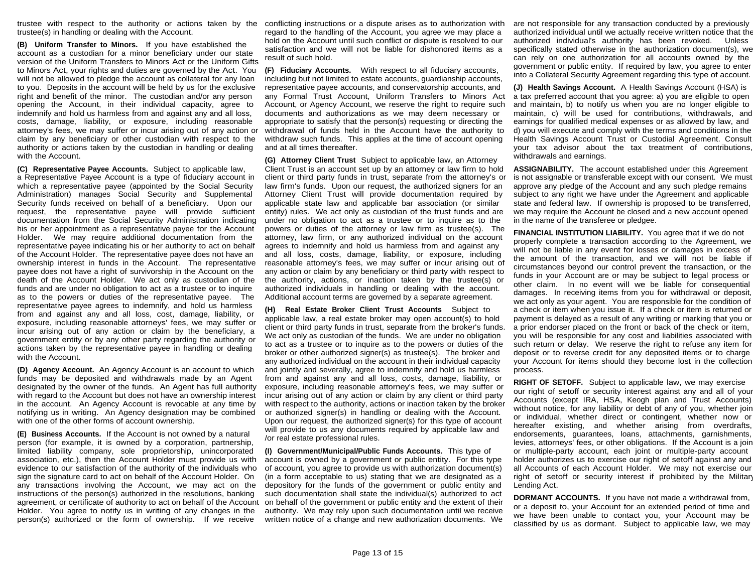trustee with respect to the authority or actions taken by the trustee(s) in handling or dealing with the Account.

**(B) Uniform Transfer to Minors.** If you have established the account as a custodian for a minor beneficiary under our state version of the Uniform Transfers to Minors Act or the Uniform Gifts to Minors Act, your rights and duties are governed by the Act. You will not be allowed to pledge the account as collateral for any loan to you. Deposits in the account will be held by us for the exclusive right and benefit of the minor. The custodian and/or any person opening the Account, in their individual capacity, agree to indemnify and hold us harmless from and against any and all loss, costs, damage, liability, or exposure, including reasonable attorney's fees, we may suffer or incur arising out of any action or claim by any beneficiary or other custodian with respect to the authority or actions taken by the custodian in handling or dealing with the Account.

**(C) Representative Payee Accounts.** Subject to applicable law, a Representative Payee Account is a type of fiduciary account in which a representative payee (appointed by the Social Security Administration) manages Social Security and Supplemental Security funds received on behalf of a beneficiary. Upon our request, the representative payee will provide sufficient documentation from the Social Security Administration indicating his or her appointment as a representative payee for the Account Holder. We may require additional documentation from the representative payee indicating his or her authority to act on behalf of the Account Holder. The representative payee does not have an ownership interest in funds in the Account. The representative payee does not have a right of survivorship in the Account on the death of the Account Holder. We act only as custodian of the funds and are under no obligation to act as a trustee or to inquire as to the powers or duties of the representative payee. The representative payee agrees to indemnify, and hold us harmless from and against any and all loss, cost, damage, liability, or exposure, including reasonable attorneys' fees, we may suffer or incur arising out of any action or claim by the beneficiary, a government entity or by any other party regarding the authority or actions taken by the representative payee in handling or dealing with the Account.

**(D) Agency Account.** An Agency Account is an account to which funds may be deposited and withdrawals made by an Agent designated by the owner of the funds. An Agent has full authority with regard to the Account but does not have an ownership interest in the account. An Agency Account is revocable at any time by notifying us in writing. An Agency designation may be combined with one of the other forms of account ownership.

**(E) Business Accounts.** If the Account is not owned by a natural person (for example, it is owned by a corporation, partnership, limited liability company, sole proprietorship, unincorporated association, etc.), then the Account Holder must provide us with evidence to our satisfaction of the authority of the individuals who sign the signature card to act on behalf of the Account Holder. On any transactions involving the Account, we may act on the instructions of the person(s) authorized in the resolutions, banking agreement, or certificate of authority to act on behalf of the Account Holder. You agree to notify us in writing of any changes in the person(s) authorized or the form of ownership. If we receive conflicting instructions or a dispute arises as to authorization with regard to the handling of the Account, you agree we may place a hold on the Account until such conflict or dispute is resolved to our satisfaction and we will not be liable for dishonored items as a result of such hold.

**(F) Fiduciary Accounts.** With respect to all fiduciary accounts, including but not limited to estate accounts, guardianship accounts, representative payee accounts, and conservatorship accounts, and any Formal Trust Account, Uniform Transfers to Minors Act Account, or Agency Account, we reserve the right to require such documents and authorizations as we may deem necessary or appropriate to satisfy that the person(s) requesting or directing the withdrawal of funds held in the Account have the authority to withdraw such funds. This applies at the time of account opening and at all times thereafter.

**(G) Attorney Client Trust** Subject to applicable law, an Attorney Client Trust is an account set up by an attorney or law firm to hold client or third party funds in trust, separate from the attorney's or law firm's funds. Upon our request, the authorized signers for an Attorney Client Trust will provide documentation required by applicable state law and applicable bar association (or similar entity) rules. We act only as custodian of the trust funds and are under no obligation to act as a trustee or to inquire as to the powers or duties of the attorney or law firm as trustee(s). The attorney, law firm, or any authorized individual on the account agrees to indemnify and hold us harmless from and against any and all loss, costs, damage, liability, or exposure, including reasonable attorney's fees, we may suffer or incur arising out of any action or claim by any beneficiary or third party with respect to the authority, actions, or inaction taken by the trustee(s) or authorized individuals in handling or dealing with the account. Additional account terms are governed by a separate agreement.

**(H) Real Estate Broker Client Trust Accounts** Subject to applicable law, a real estate broker may open account(s) to hold client or third party funds in trust, separate from the broker's funds. We act only as custodian of the funds. We are under no obligation to act as a trustee or to inquire as to the powers or duties of the broker or other authorized signer(s) as trustee(s). The broker and any authorized individual on the account in their individual capacity and jointly and severally, agree to indemnify and hold us harmless from and against any and all loss, costs, damage, liability, or exposure, including reasonable attorney's fees, we may suffer or incur arising out of any action or claim by any client or third party with respect to the authority, actions or inaction taken by the broker or authorized signer(s) in handling or dealing with the Account. Upon our request, the authorized signer(s) for this type of account will provide to us any documents required by applicable law and /or real estate professional rules.

**(I) Government/Municipal/Public Funds Accounts.** This type of account is owned by a government or public entity. For this type of account, you agree to provide us with authorization document(s) (in a form acceptable to us) stating that we are designated as a depository for the funds of the government or public entity and such documentation shall state the individual(s) authorized to act on behalf of the government or public entity and the extent of their authority. We may rely upon such documentation until we receive written notice of a change and new authorization documents. We are not responsible for any transaction conducted by a previously authorized individual until we actually receive written notice that the authorized individual's authority has been revoked. Unless specifically stated otherwise in the authorization document(s), we can rely on one authorization for all accounts owned by the government or public entity. If required by law, you agree to enter into a Collateral Security Agreement regarding this type of account.

**(J) Health Savings Account.** A Health Savings Account (HSA) is a tax preferred account that you agree: a) you are eligible to open and maintain, b) to notify us when you are no longer eligible to maintain, c) will be used for contributions, withdrawals, and earnings for qualified medical expenses or as allowed by law, and d) you will execute and comply with the terms and conditions in the Health Savings Account Trust or Custodial Agreement. Consult your tax advisor about the tax treatment of contributions, withdrawals and earnings.

**ASSIGNABILITY.** The account established under this Agreement is not assignable or transferable except with our consent. We must approve any pledge of the Account and any such pledge remains subject to any right we have under the Agreement and applicable state and federal law. If ownership is proposed to be transferred, we may require the Account be closed and a new account opened in the name of the transferee or pledgee.

**FINANCIAL INSTITUTION LIABILITY.** You agree that if we do not properly complete a transaction according to the Agreement, we will not be liable in any event for losses or damages in excess of the amount of the transaction, and we will not be liable if circumstances beyond our control prevent the transaction, or the funds in your Account are or may be subject to legal process or other claim. In no event will we be liable for consequential damages. In receiving items from you for withdrawal or deposit, we act only as your agent. You are responsible for the condition of a check or item when you issue it. If a check or item is returned or payment is delayed as a result of any writing or marking that you or a prior endorser placed on the front or back of the check or item, you will be responsible for any cost and liabilities associated with such return or delay. We reserve the right to refuse any item for deposit or to reverse credit for any deposited items or to charge your Account for items should they become lost in the collection process.

**RIGHT OF SETOFF.** Subject to applicable law, we may exercise our right of setoff or security interest against any and all of your Accounts (except IRA, HSA, Keogh plan and Trust Accounts) without notice, for any liability or debt of any of you, whether joint or individual, whether direct or contingent, whether now or hereafter existing, and whether arising from overdrafts, endorsements, guarantees, loans, attachments, garnishments, levies, attorneys' fees, or other obligations. If the Account is a joint or multiple-party account, each joint or multiple-party account holder authorizes us to exercise our right of setoff against any and all Accounts of each Account Holder. We may not exercise our right of setoff or security interest if prohibited by the Military Lending Act.

**DORMANT ACCOUNTS.** If you have not made a withdrawal from, or a deposit to, your Account for an extended period of time and we have been unable to contact you, your Account may be classified by us as dormant. Subject to applicable law, we may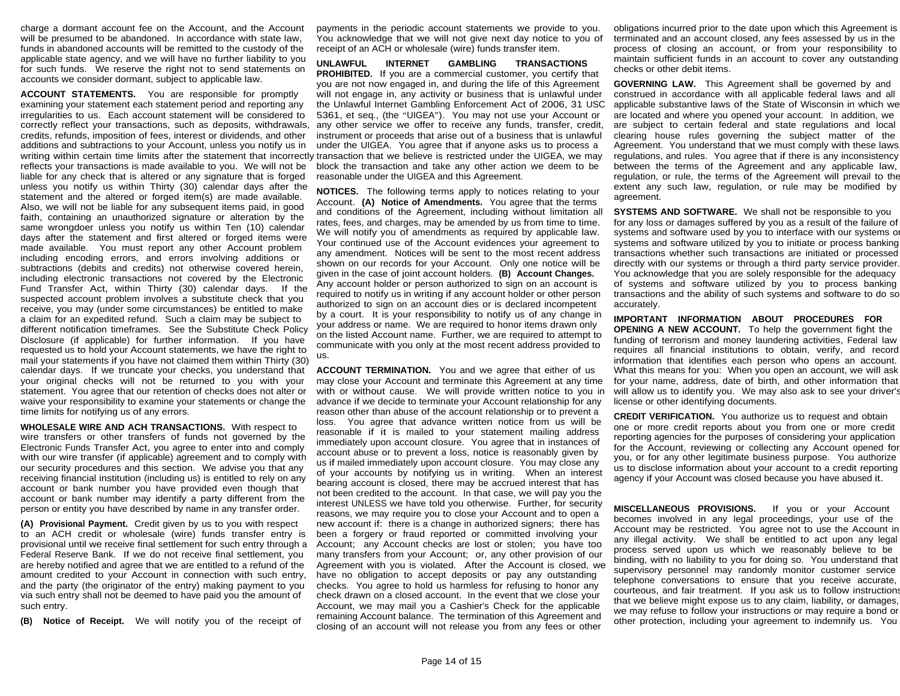charge a dormant account fee on the Account, and the Account will be presumed to be abandoned. In accordance with state law, funds in abandoned accounts will be remitted to the custody of the applicable state agency, and we will have no further liability to you for such funds. We reserve the right not to send statements on accounts we consider dormant, subject to applicable law.

**ACCOUNT STATEMENTS.** You are responsible for promptly examining your statement each statement period and reporting any irregularities to us. Each account statement will be considered to correctly reflect your transactions, such as deposits, withdrawals, credits, refunds, imposition of fees, interest or dividends, and other additions and subtractions to your Account, unless you notify us in writing within certain time limits after the statement that incorrectly reflects your transactions is made available to you. We will not be liable for any check that is altered or any signature that is forged unless you notify us within Thirty (30) calendar days after the statement and the altered or forged item(s) are made available. Also, we will not be liable for any subsequent items paid, in good faith, containing an unauthorized signature or alteration by the same wrongdoer unless you notify us within Ten (10) calendar days after the statement and first altered or forged items were made available. You must report any other Account problem including encoding errors, and errors involving additions or subtractions (debits and credits) not otherwise covered herein, including electronic transactions not covered by the Electronic Fund Transfer Act, within Thirty (30) calendar days. If the suspected account problem involves a substitute check that you receive, you may (under some circumstances) be entitled to make a claim for an expedited refund. Such a claim may be subject to different notification timeframes. See the Substitute Check Policy Disclosure (if applicable) for further information. If you have requested us to hold your Account statements, we have the right to mail your statements if you have not claimed them within Thirty (30) calendar days. If we truncate your checks, you understand that your original checks will not be returned to you with your statement. You agree that our retention of checks does not alter or waive your responsibility to examine your statements or change the time limits for notifying us of any errors.

**WHOLESALE WIRE AND ACH TRANSACTIONS.** With respect to wire transfers or other transfers of funds not governed by the Electronic Funds Transfer Act, you agree to enter into and comply with our wire transfer (if applicable) agreement and to comply with our security procedures and this section. We advise you that any receiving financial institution (including us) is entitled to rely on any account or bank number you have provided even though that account or bank number may identify a party different from the person or entity you have described by name in any transfer order.

**(A) Provisional Payment.** Credit given by us to you with respect to an ACH credit or wholesale (wire) funds transfer entry is provisional until we receive final settlement for such entry through a Federal Reserve Bank. If we do not receive final settlement, you are hereby notified and agree that we are entitled to a refund of the amount credited to your Account in connection with such entry, and the party (the originator of the entry) making payment to you via such entry shall not be deemed to have paid you the amount of such entry.

**(B) Notice of Receipt.** We will notify you of the receipt of payments in the periodic account statements we provide to you. You acknowledge that we will not give next day notice to you of receipt of an ACH or wholesale (wire) funds transfer item.

**UNLAWFUL INTERNET GAMBLING TRANSACTIONS PROHIBITED.** If you are a commercial customer, you certify that you are not now engaged in, and during the life of this Agreement will not engage in, any activity or business that is unlawful under the Unlawful Internet Gambling Enforcement Act of 2006, 31 USC 5361, et seq., (the "UIGEA"). You may not use your Account or any other service we offer to receive any funds, transfer, credit, instrument or proceeds that arise out of a business that is unlawful under the UIGEA. You agree that if anyone asks us to process a transaction that we believe is restricted under the UIGEA, we may block the transaction and take any other action we deem to be reasonable under the UIGEA and this Agreement.

**NOTICES.** The following terms apply to notices relating to your Account. **(A) Notice of Amendments.** You agree that the terms and conditions of the Agreement, including without limitation all rates, fees, and charges, may be amended by us from time to time. We will notify you of amendments as required by applicable law. Your continued use of the Account evidences your agreement to any amendment. Notices will be sent to the most recent address shown on our records for your Account. Only one notice will be given in the case of joint account holders. **(B) Account Changes.** Any account holder or person authorized to sign on an account is required to notify us in writing if any account holder or other person authorized to sign on an account dies or is declared incompetent by a court. It is your responsibility to notify us of any change in your address or name. We are required to honor items drawn only on the listed Account name. Further, we are required to attempt to communicate with you only at the most recent address provided to us.

**ACCOUNT TERMINATION.** You and we agree that either of us may close your Account and terminate this Agreement at any time with or without cause. We will provide written notice to you in advance if we decide to terminate your Account relationship for any reason other than abuse of the account relationship or to prevent a loss. You agree that advance written notice from us will be reasonable if it is mailed to your statement mailing address immediately upon account closure. You agree that in instances of account abuse or to prevent a loss, notice is reasonably given by us if mailed immediately upon account closure. You may close any of your accounts by notifying us in writing. When an interest bearing account is closed, there may be accrued interest that has not been credited to the account. In that case, we will pay you the interest UNLESS we have told you otherwise. Further, for security reasons, we may require you to close your Account and to open a new account if: there is a change in authorized signers; there has been a forgery or fraud reported or committed involving your Account; any Account checks are lost or stolen; you have too many transfers from your Account; or, any other provision of our Agreement with you is violated. After the Account is closed, we have no obligation to accept deposits or pay any outstanding checks. You agree to hold us harmless for refusing to honor any check drawn on a closed account. In the event that we close your Account, we may mail you a Cashier's Check for the applicable remaining Account balance. The termination of this Agreement and closing of an account will not release you from any fees or other obligations incurred prior to the date upon which this Agreement is terminated and an account closed, any fees assessed by us in the process of closing an account, or from your responsibility to maintain sufficient funds in an account to cover any outstanding checks or other debit items.

**GOVERNING LAW.** This Agreement shall be governed by and construed in accordance with all applicable federal laws and all applicable substantive laws of the State of Wisconsin in which we are located and where you opened your account. In addition, we are subject to certain federal and state regulations and local clearing house rules governing the subject matter of the Agreement. You understand that we must comply with these laws, regulations, and rules. You agree that if there is any inconsistency between the terms of the Agreement and any applicable law, regulation, or rule, the terms of the Agreement will prevail to the extent any such law, regulation, or rule may be modified by agreement.

**SYSTEMS AND SOFTWARE.** We shall not be responsible to you for any loss or damages suffered by you as a result of the failure of systems and software used by you to interface with our systems or systems and software utilized by you to initiate or process banking transactions whether such transactions are initiated or processed directly with our systems or through a third party service provider. You acknowledge that you are solely responsible for the adequacy of systems and software utilized by you to process banking transactions and the ability of such systems and software to do so accurately.

**IMPORTANT INFORMATION ABOUT PROCEDURES FOR OPENING A NEW ACCOUNT.** To help the government fight the funding of terrorism and money laundering activities, Federal law requires all financial institutions to obtain, verify, and record information that identifies each person who opens an account. What this means for you: When you open an account, we will ask for your name, address, date of birth, and other information that will allow us to identify you. We may also ask to see your driver's license or other identifying documents.

**CREDIT VERIFICATION.** You authorize us to request and obtain one or more credit reports about you from one or more credit reporting agencies for the purposes of considering your application for the Account, reviewing or collecting any Account opened for you, or for any other legitimate business purpose. You authorize us to disclose information about your account to a credit reporting agency if your Account was closed because you have abused it.

**MISCELLANEOUS PROVISIONS.** If you or your Account becomes involved in any legal proceedings, your use of the Account may be restricted. You agree not to use the Account in any illegal activity. We shall be entitled to act upon any legal process served upon us which we reasonably believe to be binding, with no liability to you for doing so. You understand that supervisory personnel may randomly monitor customer service telephone conversations to ensure that you receive accurate, courteous, and fair treatment. If you ask us to follow instructions that we believe might expose us to any claim, liability, or damages, we may refuse to follow your instructions or may require a bond or other protection, including your agreement to indemnify us. You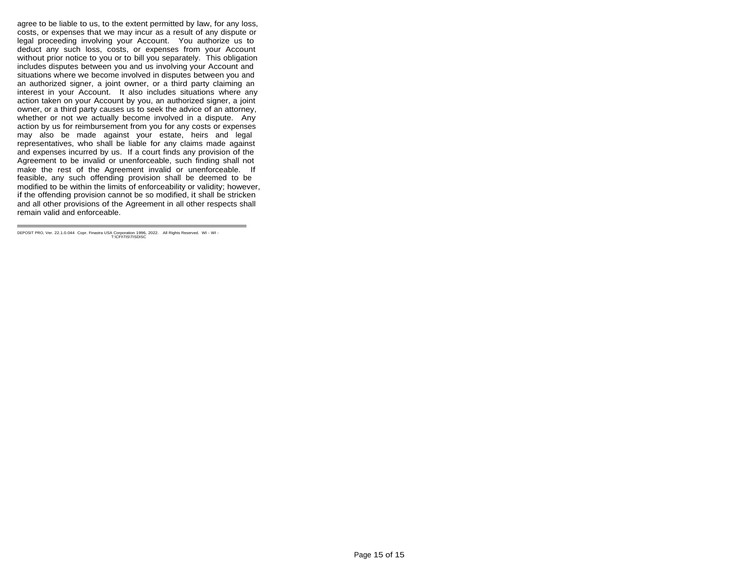agree to be liable to us, to the extent permitted by law, for any loss, costs, or expenses that we may incur as a result of any dispute or legal proceeding involving your Account. You authorize us to deduct any such loss, costs, or expenses from your Account without prior notice to you or to bill you separately. This obligation includes disputes between you and us involving your Account and situations where we become involved in disputes between you and an authorized signer, a joint owner, or a third party claiming an interest in your Account. It also includes situations where any action taken on your Account by you, an authorized signer, a joint owner, or a third party causes us to seek the advice of an attorney, whether or not we actually become involved in a dispute. Any action by us for reimbursement from you for any costs or expenses may also be made against your estate, heirs and legal representatives, who shall be liable for any claims made against and expenses incurred by us. If a court finds any provision of the Agreement to be invalid or unenforceable, such finding shall not make the rest of the Agreement invalid or unenforceable. If feasible, any such offending provision shall be deemed to be modified to be within the limits of enforceability or validity; however, if the offending provision cannot be so modified, it shall be stricken and all other provisions of the Agreement in all other respects shall remain valid and enforceable.

---

DEPOSIT PRO, Ver. 22.1.0.044 Copr. Finastra USA Corporation 1996, 2022. All Rights Reserved. WI - WI - T:\CFI\TIS\TISDISC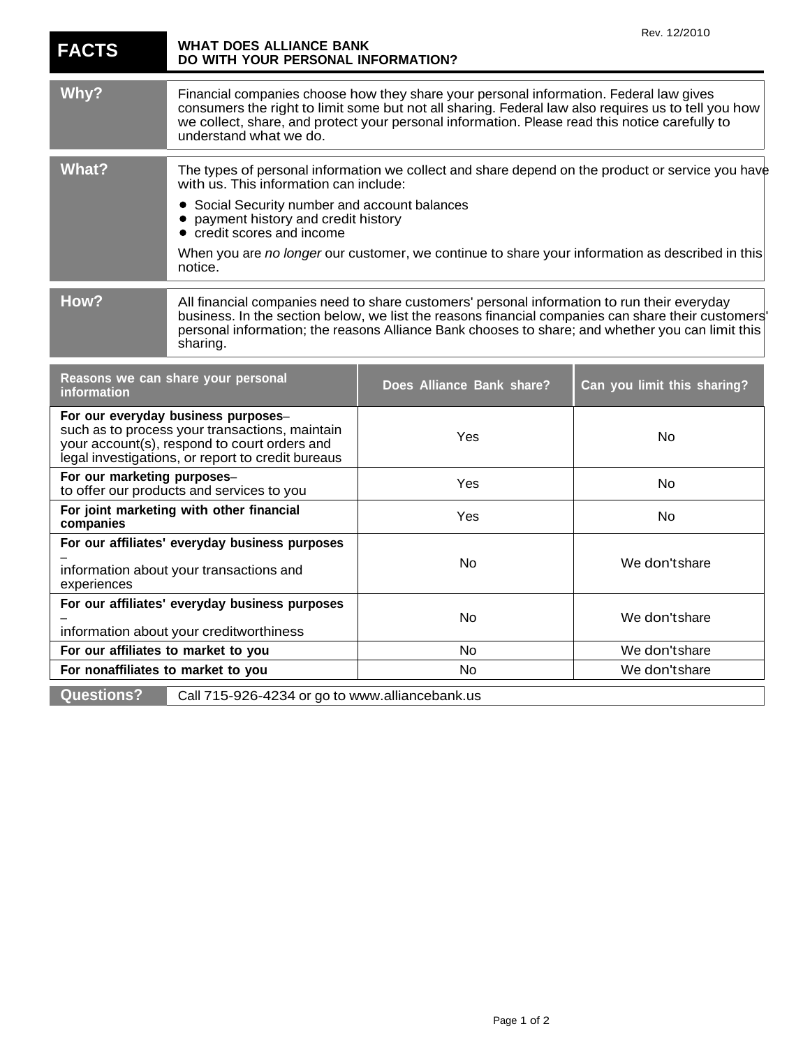Rev. 12/2010

# FACTS — WHAT DOES ALLIANCE BANK DO WITH YOUR PERSONAL INFORMATION?

| | |
|---|---|
| **Why?** | Financial companies choose how they share your personal information. Federal law gives consumers the right to limit some but not all sharing. Federal law also requires us to tell you how we collect, share, and protect your personal information. Please read this notice carefully to understand what we do. |
| **What?** | The types of personal information we collect and share depend on the product or service you have with us. This information can include:<br>• Social Security number and account balances<br>• payment history and credit history<br>• credit scores and income<br><br>When you are *no longer* our customer, we continue to share your information as described in this notice. |
| **How?** | All financial companies need to share customers' personal information to run their everyday business. In the section below, we list the reasons financial companies can share their customers' personal information; the reasons Alliance Bank chooses to share; and whether you can limit this sharing. |

| Reasons we can share your personal information | Does Alliance Bank share? | Can you limit this sharing? |
|---|---|---|
| **For our everyday business purposes**– such as to process your transactions, maintain your account(s), respond to court orders and legal investigations, or report to credit bureaus | Yes | No |
| **For our marketing purposes**– to offer our products and services to you | Yes | No |
| **For joint marketing with other financial companies** | Yes | No |
| **For our affiliates' everyday business purposes** – information about your transactions and experiences | No | We don't share |
| **For our affiliates' everyday business purposes** – information about your creditworthiness | No | We don't share |
| **For our affiliates to market to you** | No | We don't share |
| **For nonaffiliates to market to you** | No | We don't share |

| | |
|---|---|
| **Questions?** | Call 715-926-4234 or go to www.alliancebank.us |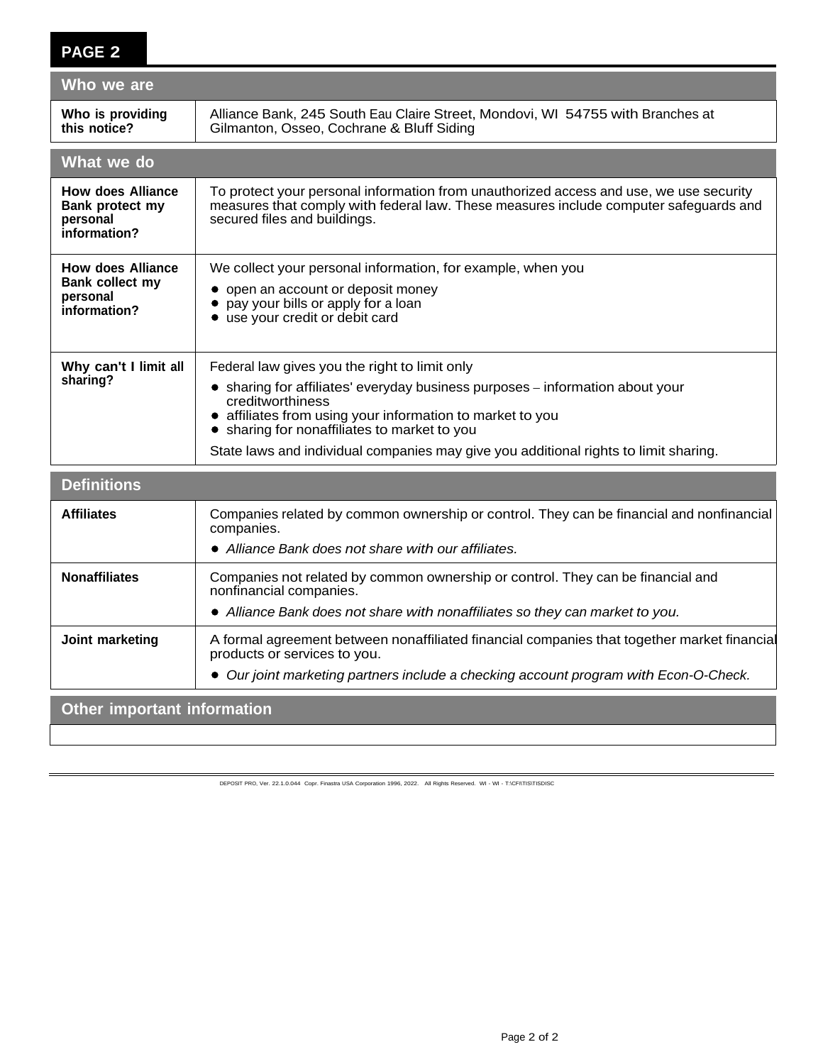**PAGE 2**

## Who we are

| | |
|---|---|
| **Who is providing this notice?** | Alliance Bank, 245 South Eau Claire Street, Mondovi, WI 54755 with Branches at Gilmanton, Osseo, Cochrane & Bluff Siding |

## What we do

| | |
|---|---|
| **How does Alliance Bank protect my personal information?** | To protect your personal information from unauthorized access and use, we use security measures that comply with federal law. These measures include computer safeguards and secured files and buildings. |
| **How does Alliance Bank collect my personal information?** | We collect your personal information, for example, when you<br>• open an account or deposit money<br>• pay your bills or apply for a loan<br>• use your credit or debit card |
| **Why can't I limit all sharing?** | Federal law gives you the right to limit only<br>• sharing for affiliates' everyday business purposes – information about your creditworthiness<br>• affiliates from using your information to market to you<br>• sharing for nonaffiliates to market to you<br>State laws and individual companies may give you additional rights to limit sharing. |

## Definitions

| | |
|---|---|
| **Affiliates** | Companies related by common ownership or control. They can be financial and nonfinancial companies.<br>• *Alliance Bank does not share with our affiliates.* |
| **Nonaffiliates** | Companies not related by common ownership or control. They can be financial and nonfinancial companies.<br>• *Alliance Bank does not share with nonaffiliates so they can market to you.* |
| **Joint marketing** | A formal agreement between nonaffiliated financial companies that together market financial products or services to you.<br>• *Our joint marketing partners include a checking account program with Econ-O-Check.* |

## Other important information

DEPOSIT PRO, Ver. 22.1.0.044 Copr. Finastra USA Corporation 1996, 2022. All Rights Reserved. WI - WI - T:\CFI\TIS\TISDISC